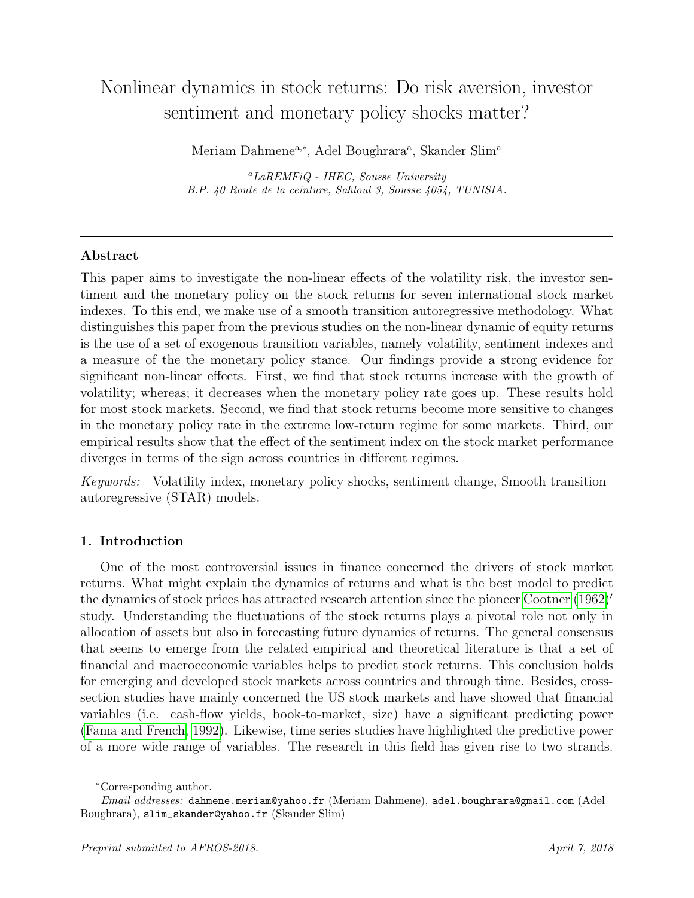# Nonlinear dynamics in stock returns: Do risk aversion, investor sentiment and monetary policy shocks matter?

Meriam Dahmene[a,*], Adel Boughrara[a], Skander Slim[a]

[a] *LaREMFiQ - IHEC, Sousse University*
*B.P. 40 Route de la ceinture, Sahloul 3, Sousse 4054, TUNISIA.*

---

## Abstract

This paper aims to investigate the non-linear effects of the volatility risk, the investor sentiment and the monetary policy on the stock returns for seven international stock market indexes. To this end, we make use of a smooth transition autoregressive methodology. What distinguishes this paper from the previous studies on the non-linear dynamic of equity returns is the use of a set of exogenous transition variables, namely volatility, sentiment indexes and a measure of the the monetary policy stance. Our findings provide a strong evidence for significant non-linear effects. First, we find that stock returns increase with the growth of volatility; whereas; it decreases when the monetary policy rate goes up. These results hold for most stock markets. Second, we find that stock returns become more sensitive to changes in the monetary policy rate in the extreme low-return regime for some markets. Third, our empirical results show that the effect of the sentiment index on the stock market performance diverges in terms of the sign across countries in different regimes.

*Keywords:* Volatility index, monetary policy shocks, sentiment change, Smooth transition autoregressive (STAR) models.

---

## 1. Introduction

One of the most controversial issues in finance concerned the drivers of stock market returns. What might explain the dynamics of returns and what is the best model to predict the dynamics of stock prices has attracted research attention since the pioneer Cootner (1962)′ study. Understanding the fluctuations of the stock returns plays a pivotal role not only in allocation of assets but also in forecasting future dynamics of returns. The general consensus that seems to emerge from the related empirical and theoretical literature is that a set of financial and macroeconomic variables helps to predict stock returns. This conclusion holds for emerging and developed stock markets across countries and through time. Besides, cross-section studies have mainly concerned the US stock markets and have showed that financial variables (i.e. cash-flow yields, book-to-market, size) have a significant predicting power (Fama and French, 1992). Likewise, time series studies have highlighted the predictive power of a more wide range of variables. The research in this field has given rise to two strands.

---

[*] Corresponding author.

*Email addresses:* dahmene.meriam@yahoo.fr (Meriam Dahmene), adel.boughrara@gmail.com (Adel Boughrara), slim_skander@yahoo.fr (Skander Slim)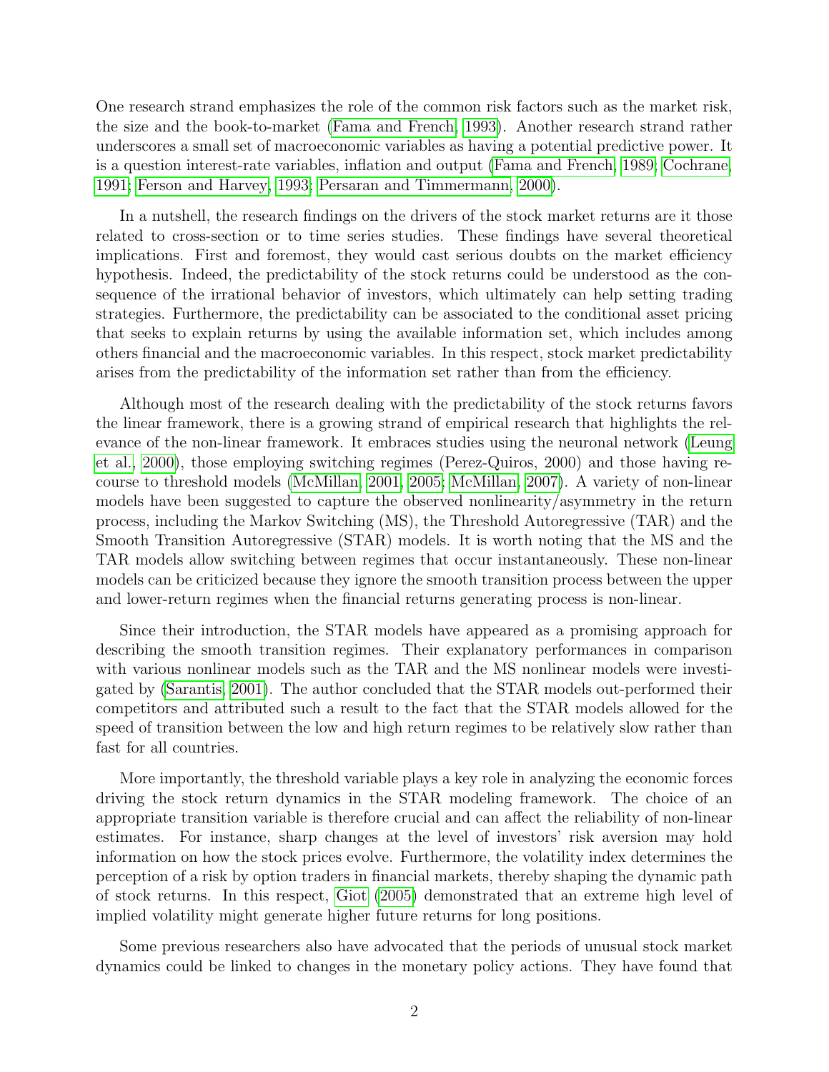One research strand emphasizes the role of the common risk factors such as the market risk, the size and the book-to-market (Fama and French, 1993). Another research strand rather underscores a small set of macroeconomic variables as having a potential predictive power. It is a question interest-rate variables, inflation and output (Fama and French, 1989; Cochrane, 1991; Ferson and Harvey, 1993; Persaran and Timmermann, 2000).

In a nutshell, the research findings on the drivers of the stock market returns are it those related to cross-section or to time series studies. These findings have several theoretical implications. First and foremost, they would cast serious doubts on the market efficiency hypothesis. Indeed, the predictability of the stock returns could be understood as the consequence of the irrational behavior of investors, which ultimately can help setting trading strategies. Furthermore, the predictability can be associated to the conditional asset pricing that seeks to explain returns by using the available information set, which includes among others financial and the macroeconomic variables. In this respect, stock market predictability arises from the predictability of the information set rather than from the efficiency.

Although most of the research dealing with the predictability of the stock returns favors the linear framework, there is a growing strand of empirical research that highlights the relevance of the non-linear framework. It embraces studies using the neuronal network (Leung et al., 2000), those employing switching regimes (Perez-Quiros, 2000) and those having recourse to threshold models (McMillan, 2001, 2005; McMillan, 2007). A variety of non-linear models have been suggested to capture the observed nonlinearity/asymmetry in the return process, including the Markov Switching (MS), the Threshold Autoregressive (TAR) and the Smooth Transition Autoregressive (STAR) models. It is worth noting that the MS and the TAR models allow switching between regimes that occur instantaneously. These non-linear models can be criticized because they ignore the smooth transition process between the upper and lower-return regimes when the financial returns generating process is non-linear.

Since their introduction, the STAR models have appeared as a promising approach for describing the smooth transition regimes. Their explanatory performances in comparison with various nonlinear models such as the TAR and the MS nonlinear models were investigated by (Sarantis, 2001). The author concluded that the STAR models out-performed their competitors and attributed such a result to the fact that the STAR models allowed for the speed of transition between the low and high return regimes to be relatively slow rather than fast for all countries.

More importantly, the threshold variable plays a key role in analyzing the economic forces driving the stock return dynamics in the STAR modeling framework. The choice of an appropriate transition variable is therefore crucial and can affect the reliability of non-linear estimates. For instance, sharp changes at the level of investors' risk aversion may hold information on how the stock prices evolve. Furthermore, the volatility index determines the perception of a risk by option traders in financial markets, thereby shaping the dynamic path of stock returns. In this respect, Giot (2005) demonstrated that an extreme high level of implied volatility might generate higher future returns for long positions.

Some previous researchers also have advocated that the periods of unusual stock market dynamics could be linked to changes in the monetary policy actions. They have found that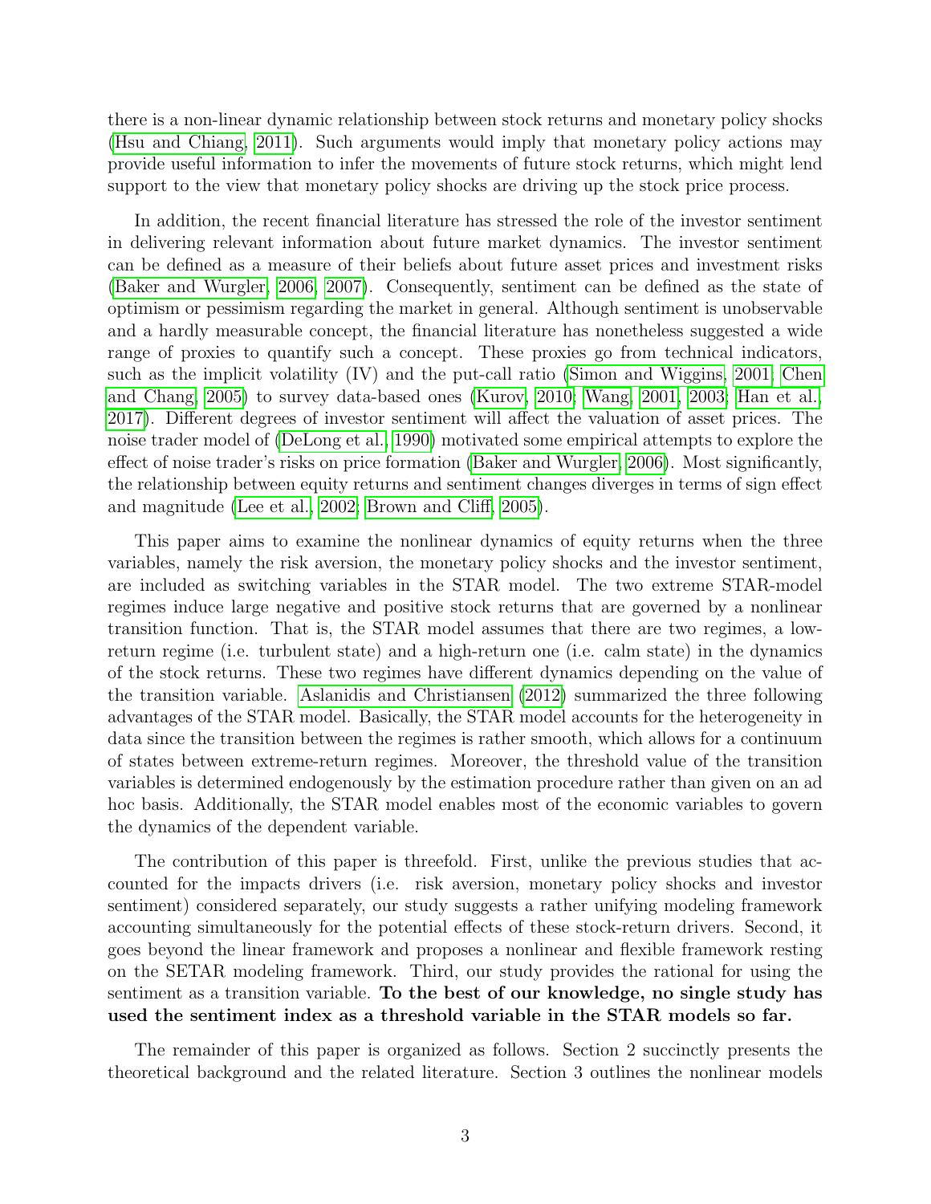there is a non-linear dynamic relationship between stock returns and monetary policy shocks (Hsu and Chiang, 2011). Such arguments would imply that monetary policy actions may provide useful information to infer the movements of future stock returns, which might lend support to the view that monetary policy shocks are driving up the stock price process.

In addition, the recent financial literature has stressed the role of the investor sentiment in delivering relevant information about future market dynamics. The investor sentiment can be defined as a measure of their beliefs about future asset prices and investment risks (Baker and Wurgler, 2006, 2007). Consequently, sentiment can be defined as the state of optimism or pessimism regarding the market in general. Although sentiment is unobservable and a hardly measurable concept, the financial literature has nonetheless suggested a wide range of proxies to quantify such a concept. These proxies go from technical indicators, such as the implicit volatility (IV) and the put-call ratio (Simon and Wiggins, 2001; Chen and Chang, 2005) to survey data-based ones (Kurov, 2010; Wang, 2001, 2003; Han et al., 2017). Different degrees of investor sentiment will affect the valuation of asset prices. The noise trader model of (DeLong et al., 1990) motivated some empirical attempts to explore the effect of noise trader's risks on price formation (Baker and Wurgler, 2006). Most significantly, the relationship between equity returns and sentiment changes diverges in terms of sign effect and magnitude (Lee et al., 2002; Brown and Cliff, 2005).

This paper aims to examine the nonlinear dynamics of equity returns when the three variables, namely the risk aversion, the monetary policy shocks and the investor sentiment, are included as switching variables in the STAR model. The two extreme STAR-model regimes induce large negative and positive stock returns that are governed by a nonlinear transition function. That is, the STAR model assumes that there are two regimes, a low-return regime (i.e. turbulent state) and a high-return one (i.e. calm state) in the dynamics of the stock returns. These two regimes have different dynamics depending on the value of the transition variable. Aslanidis and Christiansen (2012) summarized the three following advantages of the STAR model. Basically, the STAR model accounts for the heterogeneity in data since the transition between the regimes is rather smooth, which allows for a continuum of states between extreme-return regimes. Moreover, the threshold value of the transition variables is determined endogenously by the estimation procedure rather than given on an ad hoc basis. Additionally, the STAR model enables most of the economic variables to govern the dynamics of the dependent variable.

The contribution of this paper is threefold. First, unlike the previous studies that accounted for the impacts drivers (i.e. risk aversion, monetary policy shocks and investor sentiment) considered separately, our study suggests a rather unifying modeling framework accounting simultaneously for the potential effects of these stock-return drivers. Second, it goes beyond the linear framework and proposes a nonlinear and flexible framework resting on the SETAR modeling framework. Third, our study provides the rational for using the sentiment as a transition variable. **To the best of our knowledge, no single study has used the sentiment index as a threshold variable in the STAR models so far.**

The remainder of this paper is organized as follows. Section 2 succinctly presents the theoretical background and the related literature. Section 3 outlines the nonlinear models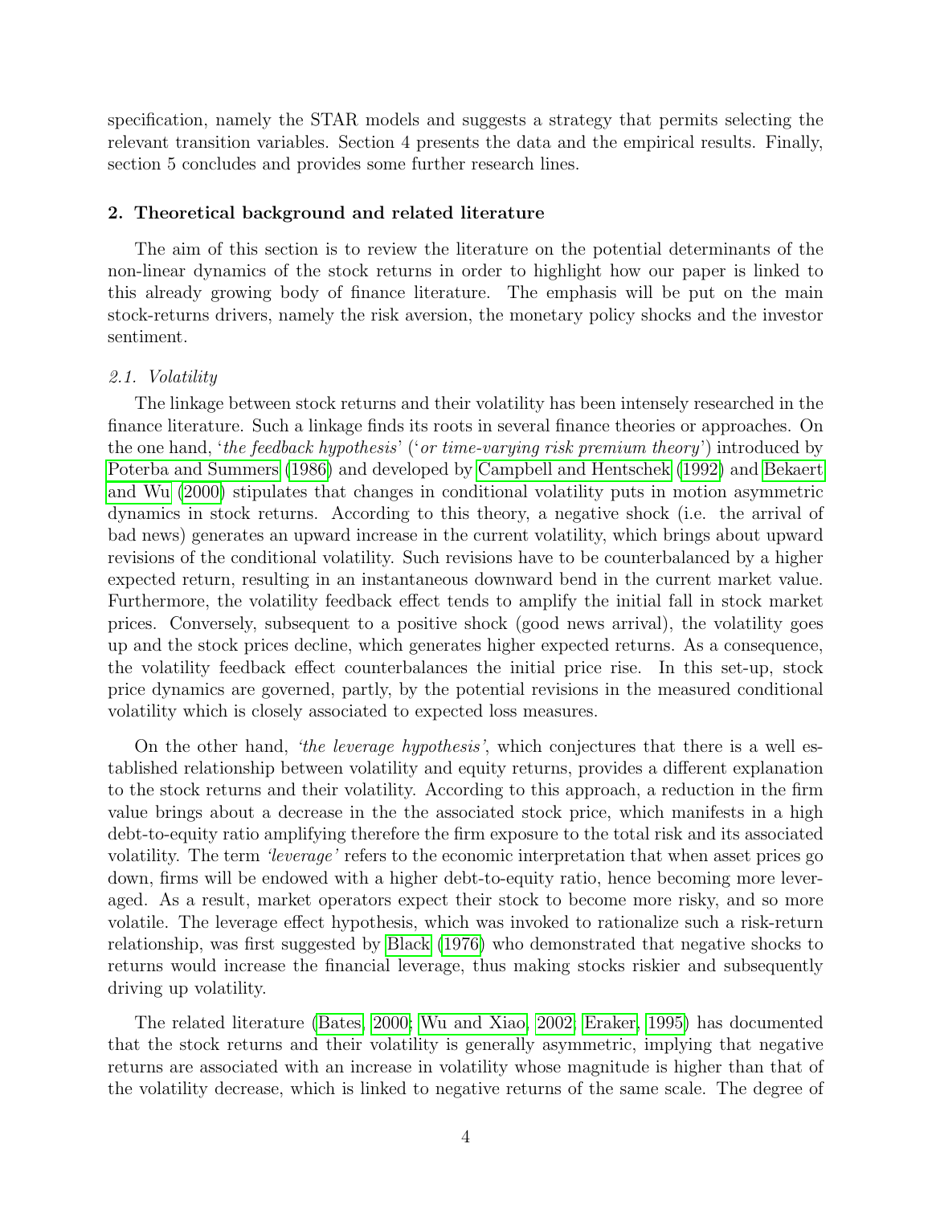specification, namely the STAR models and suggests a strategy that permits selecting the relevant transition variables. Section 4 presents the data and the empirical results. Finally, section 5 concludes and provides some further research lines.

## 2. Theoretical background and related literature

The aim of this section is to review the literature on the potential determinants of the non-linear dynamics of the stock returns in order to highlight how our paper is linked to this already growing body of finance literature. The emphasis will be put on the main stock-returns drivers, namely the risk aversion, the monetary policy shocks and the investor sentiment.

### *2.1. Volatility*

The linkage between stock returns and their volatility has been intensely researched in the finance literature. Such a linkage finds its roots in several finance theories or approaches. On the one hand, '*the feedback hypothesis*' ('*or time-varying risk premium theory*') introduced by Poterba and Summers (1986) and developed by Campbell and Hentschek (1992) and Bekaert and Wu (2000) stipulates that changes in conditional volatility puts in motion asymmetric dynamics in stock returns. According to this theory, a negative shock (i.e. the arrival of bad news) generates an upward increase in the current volatility, which brings about upward revisions of the conditional volatility. Such revisions have to be counterbalanced by a higher expected return, resulting in an instantaneous downward bend in the current market value. Furthermore, the volatility feedback effect tends to amplify the initial fall in stock market prices. Conversely, subsequent to a positive shock (good news arrival), the volatility goes up and the stock prices decline, which generates higher expected returns. As a consequence, the volatility feedback effect counterbalances the initial price rise. In this set-up, stock price dynamics are governed, partly, by the potential revisions in the measured conditional volatility which is closely associated to expected loss measures.

On the other hand, *'the leverage hypothesis'*, which conjectures that there is a well established relationship between volatility and equity returns, provides a different explanation to the stock returns and their volatility. According to this approach, a reduction in the firm value brings about a decrease in the the associated stock price, which manifests in a high debt-to-equity ratio amplifying therefore the firm exposure to the total risk and its associated volatility. The term *'leverage'* refers to the economic interpretation that when asset prices go down, firms will be endowed with a higher debt-to-equity ratio, hence becoming more leveraged. As a result, market operators expect their stock to become more risky, and so more volatile. The leverage effect hypothesis, which was invoked to rationalize such a risk-return relationship, was first suggested by Black (1976) who demonstrated that negative shocks to returns would increase the financial leverage, thus making stocks riskier and subsequently driving up volatility.

The related literature (Bates, 2000; Wu and Xiao, 2002; Eraker, 1995) has documented that the stock returns and their volatility is generally asymmetric, implying that negative returns are associated with an increase in volatility whose magnitude is higher than that of the volatility decrease, which is linked to negative returns of the same scale. The degree of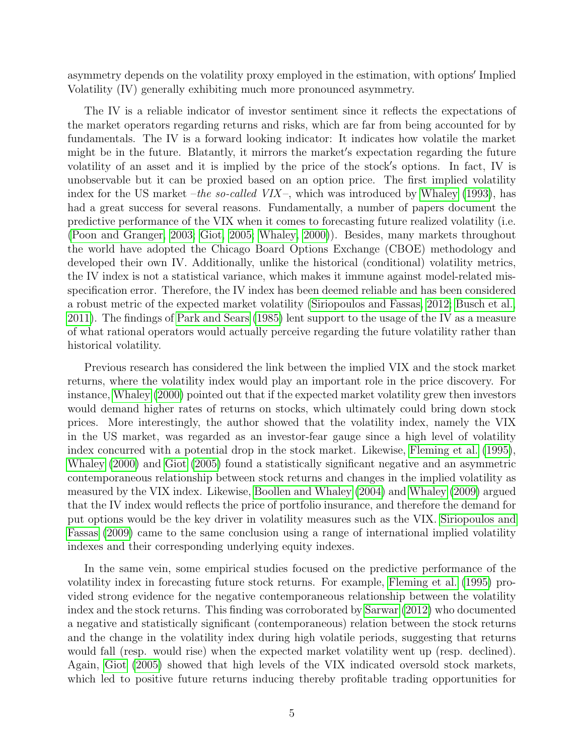asymmetry depends on the volatility proxy employed in the estimation, with options′ Implied Volatility (IV) generally exhibiting much more pronounced asymmetry.

The IV is a reliable indicator of investor sentiment since it reflects the expectations of the market operators regarding returns and risks, which are far from being accounted for by fundamentals. The IV is a forward looking indicator: It indicates how volatile the market might be in the future. Blatantly, it mirrors the market′s expectation regarding the future volatility of an asset and it is implied by the price of the stock′s options. In fact, IV is unobservable but it can be proxied based on an option price. The first implied volatility index for the US market –*the so-called VIX*–, which was introduced by Whaley (1993), has had a great success for several reasons. Fundamentally, a number of papers document the predictive performance of the VIX when it comes to forecasting future realized volatility (i.e. (Poon and Granger, 2003; Giot, 2005; Whaley, 2000)). Besides, many markets throughout the world have adopted the Chicago Board Options Exchange (CBOE) methodology and developed their own IV. Additionally, unlike the historical (conditional) volatility metrics, the IV index is not a statistical variance, which makes it immune against model-related misspecification error. Therefore, the IV index has been deemed reliable and has been considered a robust metric of the expected market volatility (Siriopoulos and Fassas, 2012; Busch et al., 2011). The findings of Park and Sears (1985) lent support to the usage of the IV as a measure of what rational operators would actually perceive regarding the future volatility rather than historical volatility.

Previous research has considered the link between the implied VIX and the stock market returns, where the volatility index would play an important role in the price discovery. For instance, Whaley (2000) pointed out that if the expected market volatility grew then investors would demand higher rates of returns on stocks, which ultimately could bring down stock prices. More interestingly, the author showed that the volatility index, namely the VIX in the US market, was regarded as an investor-fear gauge since a high level of volatility index concurred with a potential drop in the stock market. Likewise, Fleming et al. (1995), Whaley (2000) and Giot (2005) found a statistically significant negative and an asymmetric contemporaneous relationship between stock returns and changes in the implied volatility as measured by the VIX index. Likewise, Boollen and Whaley (2004) and Whaley (2009) argued that the IV index would reflects the price of portfolio insurance, and therefore the demand for put options would be the key driver in volatility measures such as the VIX. Siriopoulos and Fassas (2009) came to the same conclusion using a range of international implied volatility indexes and their corresponding underlying equity indexes.

In the same vein, some empirical studies focused on the predictive performance of the volatility index in forecasting future stock returns. For example, Fleming et al. (1995) provided strong evidence for the negative contemporaneous relationship between the volatility index and the stock returns. This finding was corroborated by Sarwar (2012) who documented a negative and statistically significant (contemporaneous) relation between the stock returns and the change in the volatility index during high volatile periods, suggesting that returns would fall (resp. would rise) when the expected market volatility went up (resp. declined). Again, Giot (2005) showed that high levels of the VIX indicated oversold stock markets, which led to positive future returns inducing thereby profitable trading opportunities for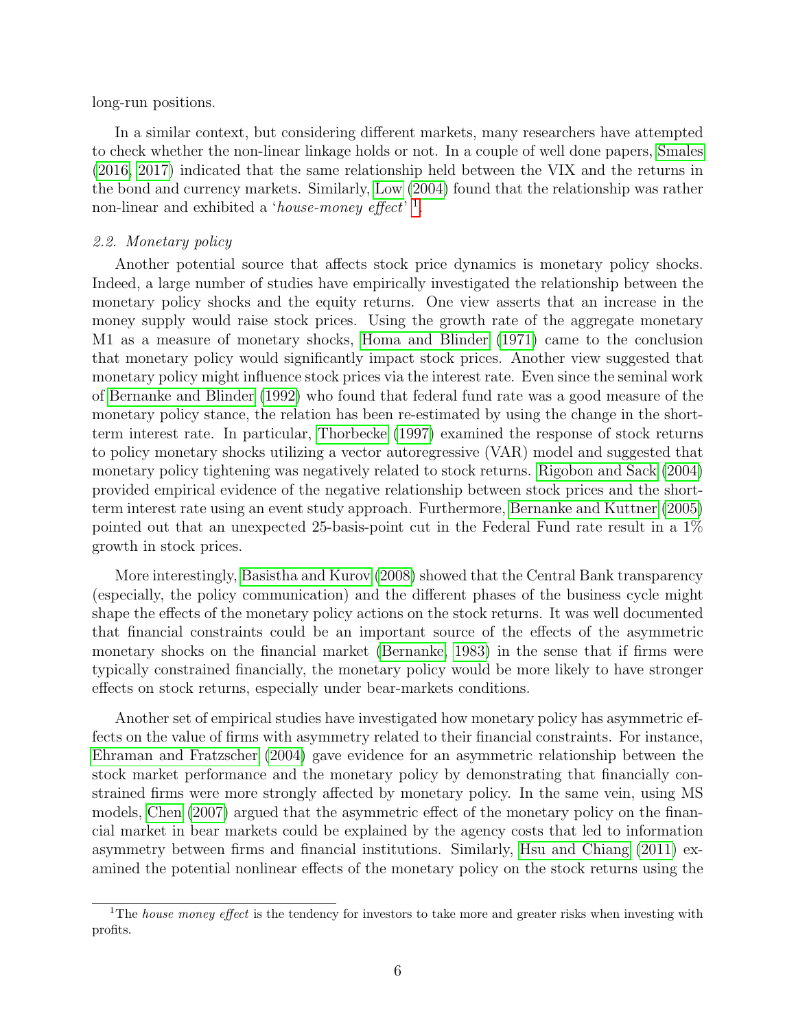long-run positions.

In a similar context, but considering different markets, many researchers have attempted to check whether the non-linear linkage holds or not. In a couple of well done papers, Smales (2016, 2017) indicated that the same relationship held between the VIX and the returns in the bond and currency markets. Similarly, Low (2004) found that the relationship was rather non-linear and exhibited a '*house-money effect*' [1].

### 2.2. Monetary policy

Another potential source that affects stock price dynamics is monetary policy shocks. Indeed, a large number of studies have empirically investigated the relationship between the monetary policy shocks and the equity returns. One view asserts that an increase in the money supply would raise stock prices. Using the growth rate of the aggregate monetary M1 as a measure of monetary shocks, Homa and Blinder (1971) came to the conclusion that monetary policy would significantly impact stock prices. Another view suggested that monetary policy might influence stock prices via the interest rate. Even since the seminal work of Bernanke and Blinder (1992) who found that federal fund rate was a good measure of the monetary policy stance, the relation has been re-estimated by using the change in the short-term interest rate. In particular, Thorbecke (1997) examined the response of stock returns to policy monetary shocks utilizing a vector autoregressive (VAR) model and suggested that monetary policy tightening was negatively related to stock returns. Rigobon and Sack (2004) provided empirical evidence of the negative relationship between stock prices and the short-term interest rate using an event study approach. Furthermore, Bernanke and Kuttner (2005) pointed out that an unexpected 25-basis-point cut in the Federal Fund rate result in a 1% growth in stock prices.

More interestingly, Basistha and Kurov (2008) showed that the Central Bank transparency (especially, the policy communication) and the different phases of the business cycle might shape the effects of the monetary policy actions on the stock returns. It was well documented that financial constraints could be an important source of the effects of the asymmetric monetary shocks on the financial market (Bernanke, 1983) in the sense that if firms were typically constrained financially, the monetary policy would be more likely to have stronger effects on stock returns, especially under bear-markets conditions.

Another set of empirical studies have investigated how monetary policy has asymmetric effects on the value of firms with asymmetry related to their financial constraints. For instance, Ehraman and Fratzscher (2004) gave evidence for an asymmetric relationship between the stock market performance and the monetary policy by demonstrating that financially constrained firms were more strongly affected by monetary policy. In the same vein, using MS models, Chen (2007) argued that the asymmetric effect of the monetary policy on the financial market in bear markets could be explained by the agency costs that led to information asymmetry between firms and financial institutions. Similarly, Hsu and Chiang (2011) examined the potential nonlinear effects of the monetary policy on the stock returns using the

[1] The *house money effect* is the tendency for investors to take more and greater risks when investing with profits.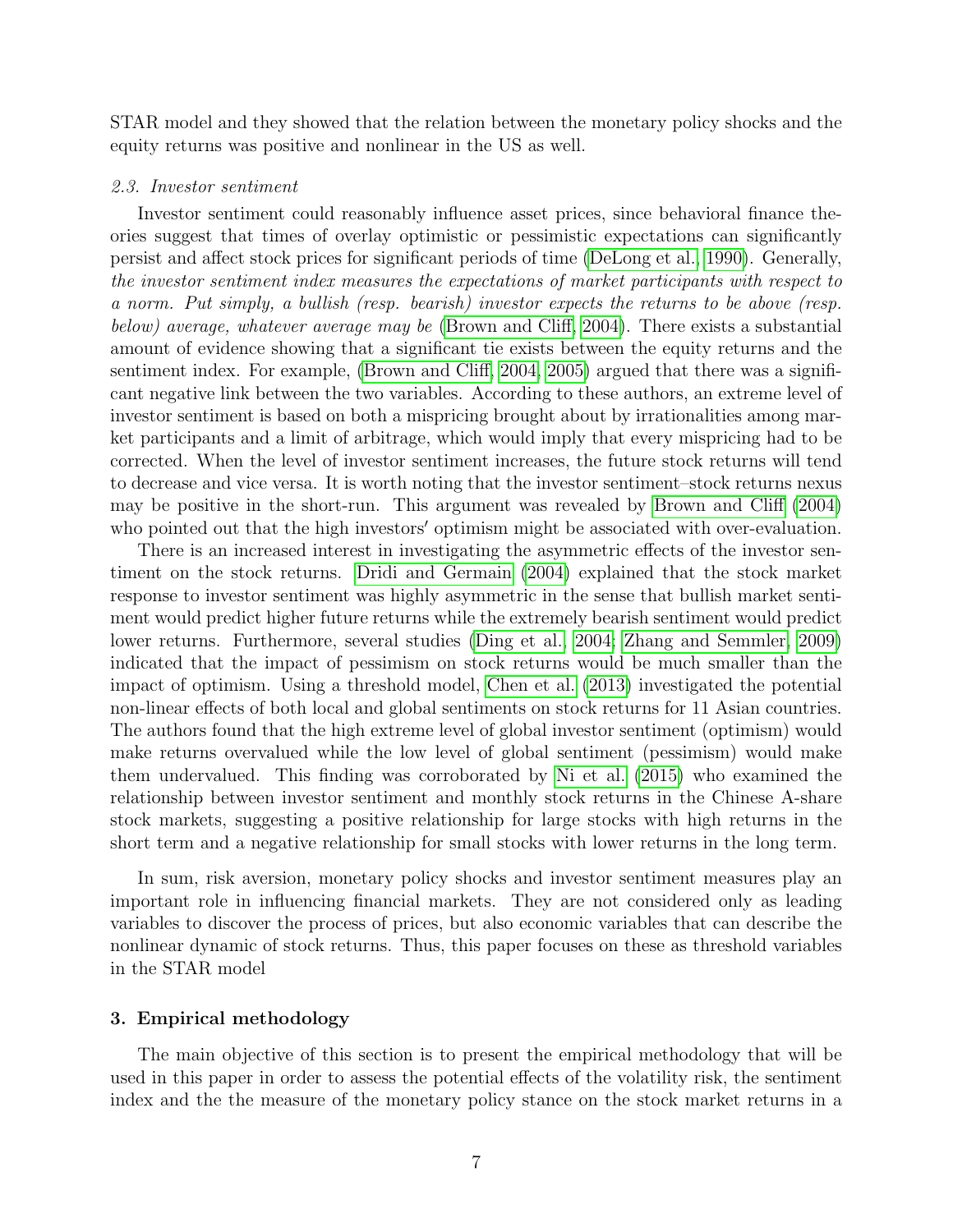STAR model and they showed that the relation between the monetary policy shocks and the equity returns was positive and nonlinear in the US as well.

### *2.3. Investor sentiment*

Investor sentiment could reasonably influence asset prices, since behavioral finance theories suggest that times of overlay optimistic or pessimistic expectations can significantly persist and affect stock prices for significant periods of time (DeLong et al., 1990). Generally, *the investor sentiment index measures the expectations of market participants with respect to a norm. Put simply, a bullish (resp. bearish) investor expects the returns to be above (resp. below) average, whatever average may be* (Brown and Cliff, 2004). There exists a substantial amount of evidence showing that a significant tie exists between the equity returns and the sentiment index. For example, (Brown and Cliff, 2004, 2005) argued that there was a significant negative link between the two variables. According to these authors, an extreme level of investor sentiment is based on both a mispricing brought about by irrationalities among market participants and a limit of arbitrage, which would imply that every mispricing had to be corrected. When the level of investor sentiment increases, the future stock returns will tend to decrease and vice versa. It is worth noting that the investor sentiment–stock returns nexus may be positive in the short-run. This argument was revealed by Brown and Cliff (2004) who pointed out that the high investors′ optimism might be associated with over-evaluation.

There is an increased interest in investigating the asymmetric effects of the investor sentiment on the stock returns. Dridi and Germain (2004) explained that the stock market response to investor sentiment was highly asymmetric in the sense that bullish market sentiment would predict higher future returns while the extremely bearish sentiment would predict lower returns. Furthermore, several studies (Ding et al., 2004; Zhang and Semmler, 2009) indicated that the impact of pessimism on stock returns would be much smaller than the impact of optimism. Using a threshold model, Chen et al. (2013) investigated the potential non-linear effects of both local and global sentiments on stock returns for 11 Asian countries. The authors found that the high extreme level of global investor sentiment (optimism) would make returns overvalued while the low level of global sentiment (pessimism) would make them undervalued. This finding was corroborated by Ni et al. (2015) who examined the relationship between investor sentiment and monthly stock returns in the Chinese A-share stock markets, suggesting a positive relationship for large stocks with high returns in the short term and a negative relationship for small stocks with lower returns in the long term.

In sum, risk aversion, monetary policy shocks and investor sentiment measures play an important role in influencing financial markets. They are not considered only as leading variables to discover the process of prices, but also economic variables that can describe the nonlinear dynamic of stock returns. Thus, this paper focuses on these as threshold variables in the STAR model

## 3. Empirical methodology

The main objective of this section is to present the empirical methodology that will be used in this paper in order to assess the potential effects of the volatility risk, the sentiment index and the the measure of the monetary policy stance on the stock market returns in a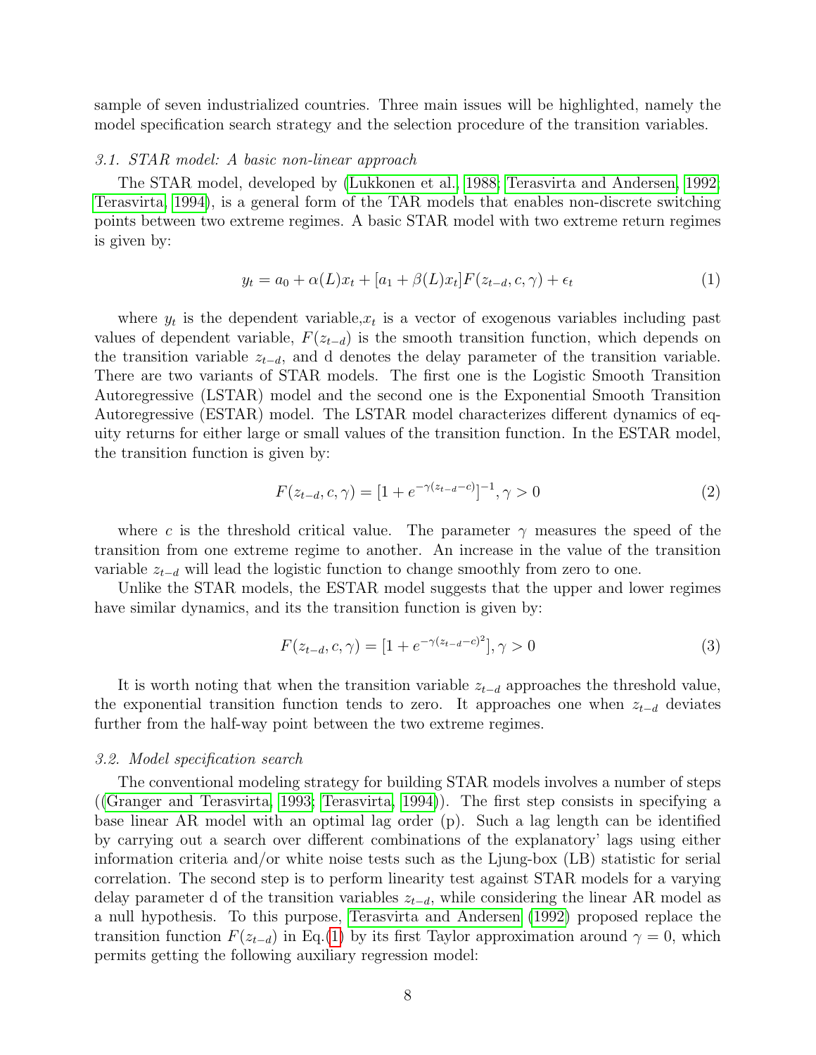sample of seven industrialized countries. Three main issues will be highlighted, namely the model specification search strategy and the selection procedure of the transition variables.

### *3.1. STAR model: A basic non-linear approach*

The STAR model, developed by (Lukkonen et al., 1988; Terasvirta and Andersen, 1992; Terasvirta, 1994), is a general form of the TAR models that enables non-discrete switching points between two extreme regimes. A basic STAR model with two extreme return regimes is given by:

$$y_t = a_0 + \alpha(L)x_t + [a_1 + \beta(L)x_t]F(z_{t-d}, c, \gamma) + \epsilon_t \tag{1}$$

where $y_t$ is the dependent variable,$x_t$ is a vector of exogenous variables including past values of dependent variable, $F(z_{t-d})$ is the smooth transition function, which depends on the transition variable $z_{t-d}$, and d denotes the delay parameter of the transition variable. There are two variants of STAR models. The first one is the Logistic Smooth Transition Autoregressive (LSTAR) model and the second one is the Exponential Smooth Transition Autoregressive (ESTAR) model. The LSTAR model characterizes different dynamics of equity returns for either large or small values of the transition function. In the ESTAR model, the transition function is given by:

$$F(z_{t-d}, c, \gamma) = [1 + e^{-\gamma(z_{t-d}-c)}]^{-1}, \gamma > 0 \tag{2}$$

where $c$ is the threshold critical value. The parameter $\gamma$ measures the speed of the transition from one extreme regime to another. An increase in the value of the transition variable $z_{t-d}$ will lead the logistic function to change smoothly from zero to one.

Unlike the STAR models, the ESTAR model suggests that the upper and lower regimes have similar dynamics, and its the transition function is given by:

$$F(z_{t-d}, c, \gamma) = [1 + e^{-\gamma(z_{t-d}-c)^2}], \gamma > 0 \tag{3}$$

It is worth noting that when the transition variable $z_{t-d}$ approaches the threshold value, the exponential transition function tends to zero. It approaches one when $z_{t-d}$ deviates further from the half-way point between the two extreme regimes.

### *3.2. Model specification search*

The conventional modeling strategy for building STAR models involves a number of steps ((Granger and Terasvirta, 1993; Terasvirta, 1994)). The first step consists in specifying a base linear AR model with an optimal lag order (p). Such a lag length can be identified by carrying out a search over different combinations of the explanatory' lags using either information criteria and/or white noise tests such as the Ljung-box (LB) statistic for serial correlation. The second step is to perform linearity test against STAR models for a varying delay parameter d of the transition variables $z_{t-d}$, while considering the linear AR model as a null hypothesis. To this purpose, Terasvirta and Andersen (1992) proposed replace the transition function $F(z_{t-d})$ in Eq.(1) by its first Taylor approximation around $\gamma = 0$, which permits getting the following auxiliary regression model: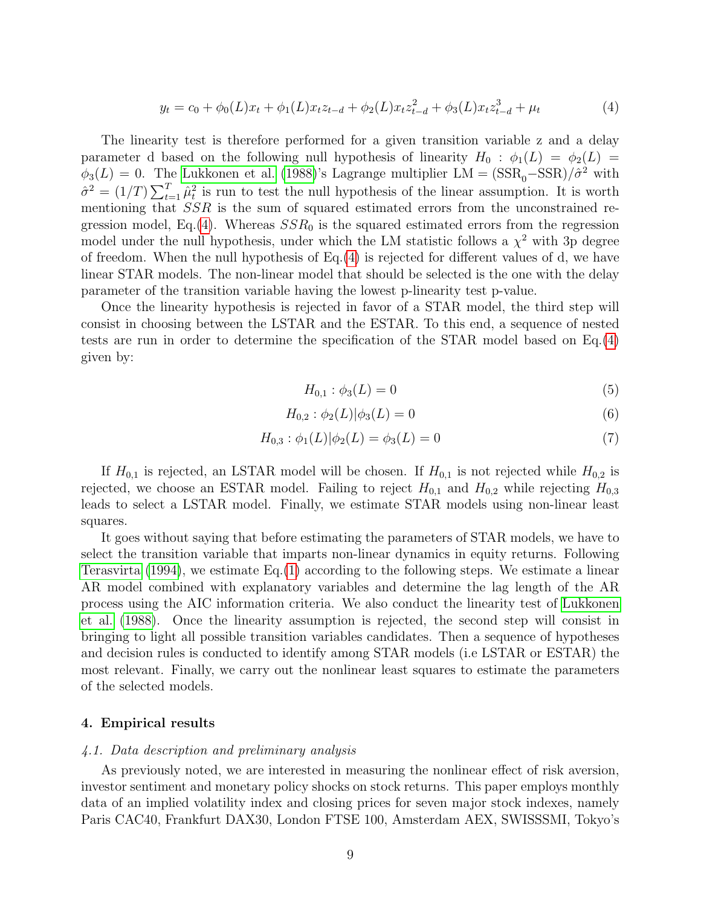$$y_t = c_0 + \phi_0(L)x_t + \phi_1(L)x_t z_{t-d} + \phi_2(L)x_t z_{t-d}^2 + \phi_3(L)x_t z_{t-d}^3 + \mu_t \tag{4}$$

The linearity test is therefore performed for a given transition variable z and a delay parameter d based on the following null hypothesis of linearity $H_0 : \phi_1(L) = \phi_2(L) = \phi_3(L) = 0$. The Lukkonen et al. (1988)'s Lagrange multiplier $\text{LM} = (\text{SSR}_0 - \text{SSR})/\hat{\sigma}^2$ with $\hat{\sigma}^2 = (1/T)\sum_{t=1}^{T}\hat{\mu}_t^2$ is run to test the null hypothesis of the linear assumption. It is worth mentioning that $SSR$ is the sum of squared estimated errors from the unconstrained regression model, Eq.(4). Whereas $SSR_0$ is the squared estimated errors from the regression model under the null hypothesis, under which the LM statistic follows a $\chi^2$ with 3p degree of freedom. When the null hypothesis of Eq.(4) is rejected for different values of d, we have linear STAR models. The non-linear model that should be selected is the one with the delay parameter of the transition variable having the lowest p-linearity test p-value.

Once the linearity hypothesis is rejected in favor of a STAR model, the third step will consist in choosing between the LSTAR and the ESTAR. To this end, a sequence of nested tests are run in order to determine the specification of the STAR model based on Eq.(4) given by:

$$H_{0,1} : \phi_3(L) = 0 \tag{5}$$

$$H_{0,2} : \phi_2(L)|\phi_3(L) = 0 \tag{6}$$

$$H_{0,3} : \phi_1(L)|\phi_2(L) = \phi_3(L) = 0 \tag{7}$$

If $H_{0,1}$ is rejected, an LSTAR model will be chosen. If $H_{0,1}$ is not rejected while $H_{0,2}$ is rejected, we choose an ESTAR model. Failing to reject $H_{0,1}$ and $H_{0,2}$ while rejecting $H_{0,3}$ leads to select a LSTAR model. Finally, we estimate STAR models using non-linear least squares.

It goes without saying that before estimating the parameters of STAR models, we have to select the transition variable that imparts non-linear dynamics in equity returns. Following Terasvirta (1994), we estimate Eq.(1) according to the following steps. We estimate a linear AR model combined with explanatory variables and determine the lag length of the AR process using the AIC information criteria. We also conduct the linearity test of Lukkonen et al. (1988). Once the linearity assumption is rejected, the second step will consist in bringing to light all possible transition variables candidates. Then a sequence of hypotheses and decision rules is conducted to identify among STAR models (i.e LSTAR or ESTAR) the most relevant. Finally, we carry out the nonlinear least squares to estimate the parameters of the selected models.

## 4. Empirical results

### *4.1. Data description and preliminary analysis*

As previously noted, we are interested in measuring the nonlinear effect of risk aversion, investor sentiment and monetary policy shocks on stock returns. This paper employs monthly data of an implied volatility index and closing prices for seven major stock indexes, namely Paris CAC40, Frankfurt DAX30, London FTSE 100, Amsterdam AEX, SWISSSMI, Tokyo's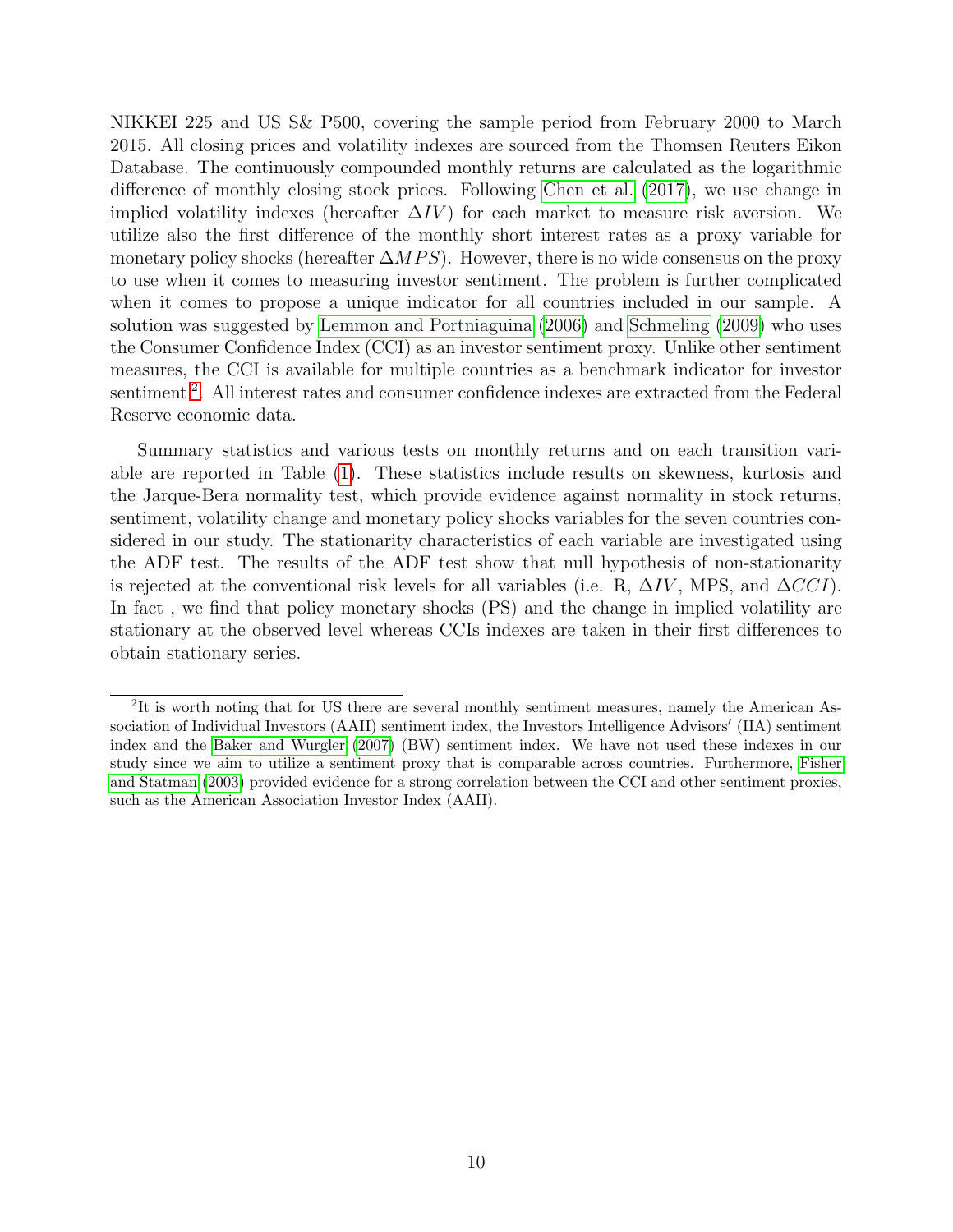NIKKEI 225 and US S& P500, covering the sample period from February 2000 to March 2015. All closing prices and volatility indexes are sourced from the Thomsen Reuters Eikon Database. The continuously compounded monthly returns are calculated as the logarithmic difference of monthly closing stock prices. Following Chen et al. (2017), we use change in implied volatility indexes (hereafter $\Delta IV$) for each market to measure risk aversion. We utilize also the first difference of the monthly short interest rates as a proxy variable for monetary policy shocks (hereafter $\Delta MPS$). However, there is no wide consensus on the proxy to use when it comes to measuring investor sentiment. The problem is further complicated when it comes to propose a unique indicator for all countries included in our sample. A solution was suggested by Lemmon and Portniaguina (2006) and Schmeling (2009) who uses the Consumer Confidence Index (CCI) as an investor sentiment proxy. Unlike other sentiment measures, the CCI is available for multiple countries as a benchmark indicator for investor sentiment [2]. All interest rates and consumer confidence indexes are extracted from the Federal Reserve economic data.

Summary statistics and various tests on monthly returns and on each transition variable are reported in Table (1). These statistics include results on skewness, kurtosis and the Jarque-Bera normality test, which provide evidence against normality in stock returns, sentiment, volatility change and monetary policy shocks variables for the seven countries considered in our study. The stationarity characteristics of each variable are investigated using the ADF test. The results of the ADF test show that null hypothesis of non-stationarity is rejected at the conventional risk levels for all variables (i.e. R, $\Delta IV$, MPS, and $\Delta CCI$). In fact , we find that policy monetary shocks (PS) and the change in implied volatility are stationary at the observed level whereas CCIs indexes are taken in their first differences to obtain stationary series.

[2] It is worth noting that for US there are several monthly sentiment measures, namely the American Association of Individual Investors (AAII) sentiment index, the Investors Intelligence Advisors′ (IIA) sentiment index and the Baker and Wurgler (2007) (BW) sentiment index. We have not used these indexes in our study since we aim to utilize a sentiment proxy that is comparable across countries. Furthermore, Fisher and Statman (2003) provided evidence for a strong correlation between the CCI and other sentiment proxies, such as the American Association Investor Index (AAII).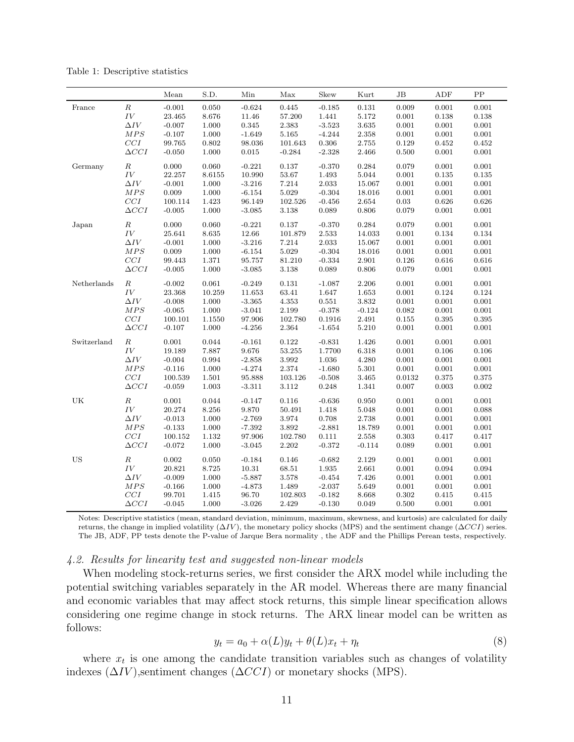Table 1: Descriptive statistics

| | | Mean | S.D. | Min | Max | Skew | Kurt | JB | ADF | PP |
|---|---|---|---|---|---|---|---|---|---|---|
| France | $R$ | -0.001 | 0.050 | -0.624 | 0.445 | -0.185 | 0.131 | 0.009 | 0.001 | 0.001 |
| | $IV$ | 23.465 | 8.676 | 11.46 | 57.200 | 1.441 | 5.172 | 0.001 | 0.138 | 0.138 |
| | $\Delta IV$ | -0.007 | 1.000 | 0.345 | 2.383 | -3.523 | 3.635 | 0.001 | 0.001 | 0.001 |
| | $MPS$ | -0.107 | 1.000 | -1.649 | 5.165 | -4.244 | 2.358 | 0.001 | 0.001 | 0.001 |
| | $CCI$ | 99.765 | 0.802 | 98.036 | 101.643 | 0.306 | 2.755 | 0.129 | 0.452 | 0.452 |
| | $\Delta CCI$ | -0.050 | 1.000 | 0.015 | -0.284 | -2.328 | 2.466 | 0.500 | 0.001 | 0.001 |
| Germany | $R$ | 0.000 | 0.060 | -0.221 | 0.137 | -0.370 | 0.284 | 0.079 | 0.001 | 0.001 |
| | $IV$ | 22.257 | 8.6155 | 10.990 | 53.67 | 1.493 | 5.044 | 0.001 | 0.135 | 0.135 |
| | $\Delta IV$ | -0.001 | 1.000 | -3.216 | 7.214 | 2.033 | 15.067 | 0.001 | 0.001 | 0.001 |
| | $MPS$ | 0.009 | 1.000 | -6.154 | 5.029 | -0.304 | 18.016 | 0.001 | 0.001 | 0.001 |
| | $CCI$ | 100.114 | 1.423 | 96.149 | 102.526 | -0.456 | 2.654 | 0.03 | 0.626 | 0.626 |
| | $\Delta CCI$ | -0.005 | 1.000 | -3.085 | 3.138 | 0.089 | 0.806 | 0.079 | 0.001 | 0.001 |
| Japan | $R$ | 0.000 | 0.060 | -0.221 | 0.137 | -0.370 | 0.284 | 0.079 | 0.001 | 0.001 |
| | $IV$ | 25.641 | 8.635 | 12.66 | 101.879 | 2.533 | 14.033 | 0.001 | 0.134 | 0.134 |
| | $\Delta IV$ | -0.001 | 1.000 | -3.216 | 7.214 | 2.033 | 15.067 | 0.001 | 0.001 | 0.001 |
| | $MPS$ | 0.009 | 1.000 | -6.154 | 5.029 | -0.304 | 18.016 | 0.001 | 0.001 | 0.001 |
| | $CCI$ | 99.443 | 1.371 | 95.757 | 81.210 | -0.334 | 2.901 | 0.126 | 0.616 | 0.616 |
| | $\Delta CCI$ | -0.005 | 1.000 | -3.085 | 3.138 | 0.089 | 0.806 | 0.079 | 0.001 | 0.001 |
| Netherlands | $R$ | -0.002 | 0.061 | -0.249 | 0.131 | -1.087 | 2.206 | 0.001 | 0.001 | 0.001 |
| | $IV$ | 23.368 | 10.259 | 11.653 | 63.41 | 1.647 | 1.653 | 0.001 | 0.124 | 0.124 |
| | $\Delta IV$ | -0.008 | 1.000 | -3.365 | 4.353 | 0.551 | 3.832 | 0.001 | 0.001 | 0.001 |
| | $MPS$ | -0.065 | 1.000 | -3.041 | 2.199 | -0.378 | -0.124 | 0.082 | 0.001 | 0.001 |
| | $CCI$ | 100.101 | 1.1550 | 97.906 | 102.780 | 0.1916 | 2.491 | 0.155 | 0.395 | 0.395 |
| | $\Delta CCI$ | -0.107 | 1.000 | -4.256 | 2.364 | -1.654 | 5.210 | 0.001 | 0.001 | 0.001 |
| Switzerland | $R$ | 0.001 | 0.044 | -0.161 | 0.122 | -0.831 | 1.426 | 0.001 | 0.001 | 0.001 |
| | $IV$ | 19.189 | 7.887 | 9.676 | 53.255 | 1.7700 | 6.318 | 0.001 | 0.106 | 0.106 |
| | $\Delta IV$ | -0.004 | 0.994 | -2.858 | 3.992 | 1.036 | 4.280 | 0.001 | 0.001 | 0.001 |
| | $MPS$ | -0.116 | 1.000 | -4.274 | 2.374 | -1.680 | 5.301 | 0.001 | 0.001 | 0.001 |
| | $CCI$ | 100.539 | 1.501 | 95.888 | 103.126 | -0.508 | 3.465 | 0.0132 | 0.375 | 0.375 |
| | $\Delta CCI$ | -0.059 | 1.003 | -3.311 | 3.112 | 0.248 | 1.341 | 0.007 | 0.003 | 0.002 |
| UK | $R$ | 0.001 | 0.044 | -0.147 | 0.116 | -0.636 | 0.950 | 0.001 | 0.001 | 0.001 |
| | $IV$ | 20.274 | 8.256 | 9.870 | 50.491 | 1.418 | 5.048 | 0.001 | 0.001 | 0.088 |
| | $\Delta IV$ | -0.013 | 1.000 | -2.769 | 3.974 | 0.708 | 2.738 | 0.001 | 0.001 | 0.001 |
| | $MPS$ | -0.133 | 1.000 | -7.392 | 3.892 | -2.881 | 18.789 | 0.001 | 0.001 | 0.001 |
| | $CCI$ | 100.152 | 1.132 | 97.906 | 102.780 | 0.111 | 2.558 | 0.303 | 0.417 | 0.417 |
| | $\Delta CCI$ | -0.072 | 1.000 | -3.045 | 2.202 | -0.372 | -0.114 | 0.089 | 0.001 | 0.001 |
| US | $R$ | 0.002 | 0.050 | -0.184 | 0.146 | -0.682 | 2.129 | 0.001 | 0.001 | 0.001 |
| | $IV$ | 20.821 | 8.725 | 10.31 | 68.51 | 1.935 | 2.661 | 0.001 | 0.094 | 0.094 |
| | $\Delta IV$ | -0.009 | 1.000 | -5.887 | 3.578 | -0.454 | 7.426 | 0.001 | 0.001 | 0.001 |
| | $MPS$ | -0.166 | 1.000 | -4.873 | 1.489 | -2.037 | 5.649 | 0.001 | 0.001 | 0.001 |
| | $CCI$ | 99.701 | 1.415 | 96.70 | 102.803 | -0.182 | 8.668 | 0.302 | 0.415 | 0.415 |
| | $\Delta CCI$ | -0.045 | 1.000 | -3.026 | 2.429 | -0.130 | 0.049 | 0.500 | 0.001 | 0.001 |

Notes: Descriptive statistics (mean, standard deviation, minimum, maximum, skewness, and kurtosis) are calculated for daily returns, the change in implied volatility ($\Delta IV$), the monetary policy shocks (MPS) and the sentiment change ($\Delta CCI$) series. The JB, ADF, PP tests denote the P-value of Jarque Bera normality , the ADF and the Phillips Perean tests, respectively.

### *4.2. Results for linearity test and suggested non-linear models*

When modeling stock-returns series, we first consider the ARX model while including the potential switching variables separately in the AR model. Whereas there are many financial and economic variables that may affect stock returns, this simple linear specification allows considering one regime change in stock returns. The ARX linear model can be written as follows:

$$y_t = a_0 + \alpha(L)y_t + \theta(L)x_t + \eta_t \tag{8}$$

where $x_t$ is one among the candidate transition variables such as changes of volatility indexes ($\Delta IV$),sentiment changes ($\Delta CCI$) or monetary shocks (MPS).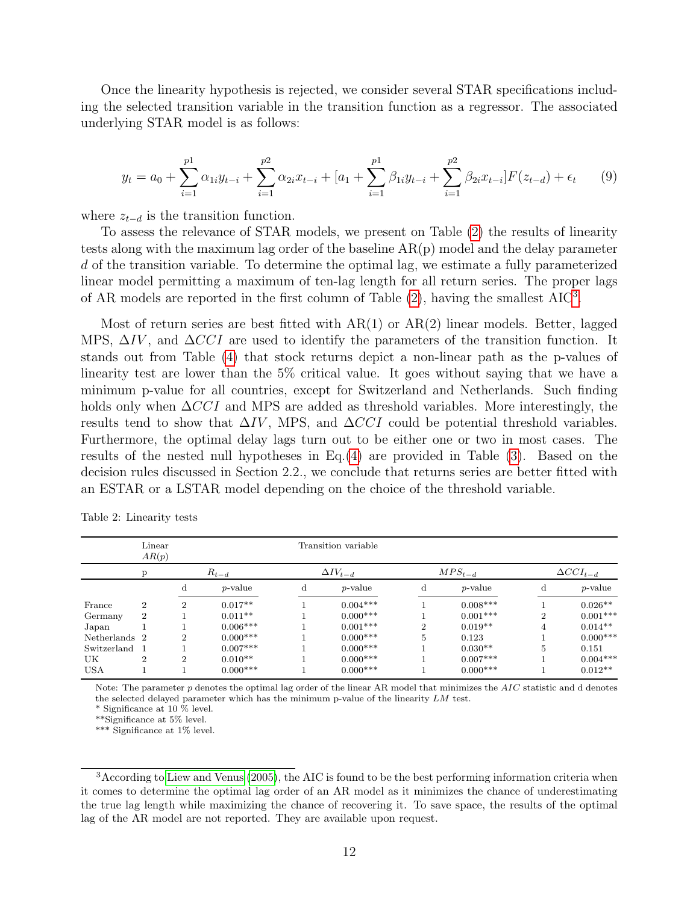Once the linearity hypothesis is rejected, we consider several STAR specifications including the selected transition variable in the transition function as a regressor. The associated underlying STAR model is as follows:

$$y_t = a_0 + \sum_{i=1}^{p1} \alpha_{1i} y_{t-i} + \sum_{i=1}^{p2} \alpha_{2i} x_{t-i} + [a_1 + \sum_{i=1}^{p1} \beta_{1i} y_{t-i} + \sum_{i=1}^{p2} \beta_{2i} x_{t-i}] F(z_{t-d}) + \epsilon_t \tag{9}$$

where $z_{t-d}$ is the transition function.

To assess the relevance of STAR models, we present on Table (2) the results of linearity tests along with the maximum lag order of the baseline AR(p) model and the delay parameter $d$ of the transition variable. To determine the optimal lag, we estimate a fully parameterized linear model permitting a maximum of ten-lag length for all return series. The proper lags of AR models are reported in the first column of Table (2), having the smallest AIC[3].

Most of return series are best fitted with AR(1) or AR(2) linear models. Better, lagged MPS, $\Delta IV$, and $\Delta CCI$ are used to identify the parameters of the transition function. It stands out from Table (4) that stock returns depict a non-linear path as the p-values of linearity test are lower than the 5% critical value. It goes without saying that we have a minimum p-value for all countries, except for Switzerland and Netherlands. Such finding holds only when $\Delta CCI$ and MPS are added as threshold variables. More interestingly, the results tend to show that $\Delta IV$, MPS, and $\Delta CCI$ could be potential threshold variables. Furthermore, the optimal delay lags turn out to be either one or two in most cases. The results of the nested null hypotheses in Eq.(4) are provided in Table (3). Based on the decision rules discussed in Section 2.2., we conclude that returns series are better fitted with an ESTAR or a LSTAR model depending on the choice of the threshold variable.

Table 2: Linearity tests

| | Linear $AR(p)$ | Transition variable | | | | | | | |
|---|---|---|---|---|---|---|---|---|---|
| | p | $R_{t-d}$ | | $\Delta IV_{t-d}$ | | $MPS_{t-d}$ | | $\Delta CCI_{t-d}$ | |
| | | d | $p$-value | d | $p$-value | d | $p$-value | d | $p$-value |
| France | 2 | 2 | 0.017** | 1 | 0.004*** | 1 | 0.008*** | 1 | 0.026** |
| Germany | 2 | 1 | 0.011** | 1 | 0.000*** | 1 | 0.001*** | 2 | 0.001*** |
| Japan | 1 | 1 | 0.006*** | 1 | 0.001*** | 2 | 0.019** | 4 | 0.014** |
| Netherlands | 2 | 2 | 0.000*** | 1 | 0.000*** | 5 | 0.123 | 1 | 0.000*** |
| Switzerland | 1 | 1 | 0.007*** | 1 | 0.000*** | 1 | 0.030** | 5 | 0.151 |
| UK | 2 | 2 | 0.010** | 1 | 0.000*** | 1 | 0.007*** | 1 | 0.004*** |
| USA | 1 | 1 | 0.000*** | 1 | 0.000*** | 1 | 0.000*** | 1 | 0.012** |

Note: The parameter $p$ denotes the optimal lag order of the linear AR model that minimizes the $AIC$ statistic and d denotes the selected delayed parameter which has the minimum p-value of the linearity $LM$ test.
* Significance at 10 % level.
**Significance at 5% level.
*** Significance at 1% level.

[3] According to Liew and Venus (2005), the AIC is found to be the best performing information criteria when it comes to determine the optimal lag order of an AR model as it minimizes the chance of underestimating the true lag length while maximizing the chance of recovering it. To save space, the results of the optimal lag of the AR model are not reported. They are available upon request.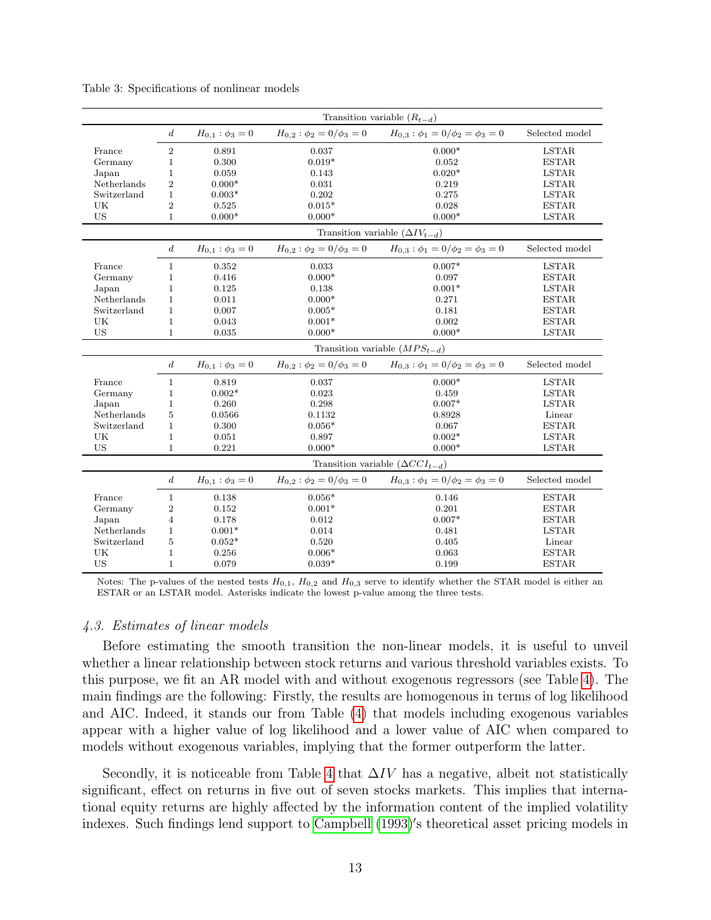Table 3: Specifications of nonlinear models

| | $d$ | $H_{0,1}: \phi_3 = 0$ | $H_{0,2}: \phi_2 = 0/\phi_3 = 0$ | $H_{0,3}: \phi_1 = 0/\phi_2 = \phi_3 = 0$ | Selected model |
|---|---|---|---|---|---|
| | | Transition variable ($R_{t-d}$) | | | |
| France | 2 | 0.891 | 0.037 | 0.000* | LSTAR |
| Germany | 1 | 0.300 | 0.019* | 0.052 | ESTAR |
| Japan | 1 | 0.059 | 0.143 | 0.020* | LSTAR |
| Netherlands | 2 | 0.000* | 0.031 | 0.219 | LSTAR |
| Switzerland | 1 | 0.003* | 0.202 | 0.275 | LSTAR |
| UK | 2 | 0.525 | 0.015* | 0.028 | ESTAR |
| US | 1 | 0.000* | 0.000* | 0.000* | LSTAR |
| | | Transition variable ($\Delta IV_{t-d}$) | | | |
| France | 1 | 0.352 | 0.033 | 0.007* | LSTAR |
| Germany | 1 | 0.416 | 0.000* | 0.097 | ESTAR |
| Japan | 1 | 0.125 | 0.138 | 0.001* | LSTAR |
| Netherlands | 1 | 0.011 | 0.000* | 0.271 | ESTAR |
| Switzerland | 1 | 0.007 | 0.005* | 0.181 | ESTAR |
| UK | 1 | 0.043 | 0.001* | 0.002 | ESTAR |
| US | 1 | 0.035 | 0.000* | 0.000* | LSTAR |
| | | Transition variable ($MPS_{t-d}$) | | | |
| France | 1 | 0.819 | 0.037 | 0.000* | LSTAR |
| Germany | 1 | 0.002* | 0.023 | 0.459 | LSTAR |
| Japan | 1 | 0.260 | 0.298 | 0.007* | LSTAR |
| Netherlands | 5 | 0.0566 | 0.1132 | 0.8928 | Linear |
| Switzerland | 1 | 0.300 | 0.056* | 0.067 | ESTAR |
| UK | 1 | 0.051 | 0.897 | 0.002* | LSTAR |
| US | 1 | 0.221 | 0.000* | 0.000* | LSTAR |
| | | Transition variable ($\Delta CCI_{t-d}$) | | | |
| France | 1 | 0.138 | 0.056* | 0.146 | ESTAR |
| Germany | 2 | 0.152 | 0.001* | 0.201 | ESTAR |
| Japan | 4 | 0.178 | 0.012 | 0.007* | ESTAR |
| Netherlands | 1 | 0.001* | 0.014 | 0.481 | LSTAR |
| Switzerland | 5 | 0.052* | 0.520 | 0.405 | Linear |
| UK | 1 | 0.256 | 0.006* | 0.063 | ESTAR |
| US | 1 | 0.079 | 0.039* | 0.199 | ESTAR |

Notes: The p-values of the nested tests $H_{0,1}$, $H_{0,2}$ and $H_{0,3}$ serve to identify whether the STAR model is either an ESTAR or an LSTAR model. Asterisks indicate the lowest p-value among the three tests.

### *4.3. Estimates of linear models*

Before estimating the smooth transition the non-linear models, it is useful to unveil whether a linear relationship between stock returns and various threshold variables exists. To this purpose, we fit an AR model with and without exogenous regressors (see Table 4). The main findings are the following: Firstly, the results are homogenous in terms of log likelihood and AIC. Indeed, it stands our from Table (4) that models including exogenous variables appear with a higher value of log likelihood and a lower value of AIC when compared to models without exogenous variables, implying that the former outperform the latter.

Secondly, it is noticeable from Table 4 that $\Delta IV$ has a negative, albeit not statistically significant, effect on returns in five out of seven stocks markets. This implies that international equity returns are highly affected by the information content of the implied volatility indexes. Such findings lend support to Campbell (1993)′s theoretical asset pricing models in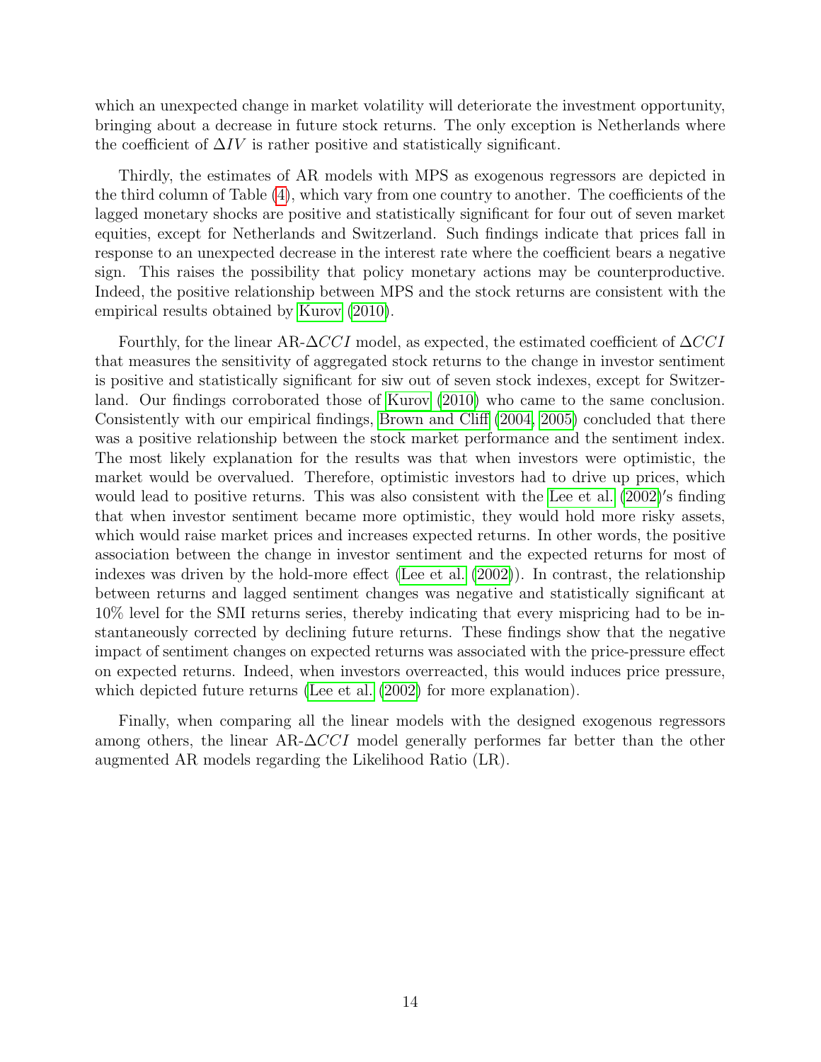which an unexpected change in market volatility will deteriorate the investment opportunity, bringing about a decrease in future stock returns. The only exception is Netherlands where the coefficient of $\Delta IV$ is rather positive and statistically significant.

Thirdly, the estimates of AR models with MPS as exogenous regressors are depicted in the third column of Table (4), which vary from one country to another. The coefficients of the lagged monetary shocks are positive and statistically significant for four out of seven market equities, except for Netherlands and Switzerland. Such findings indicate that prices fall in response to an unexpected decrease in the interest rate where the coefficient bears a negative sign. This raises the possibility that policy monetary actions may be counterproductive. Indeed, the positive relationship between MPS and the stock returns are consistent with the empirical results obtained by Kurov (2010).

Fourthly, for the linear AR-$\Delta CCI$ model, as expected, the estimated coefficient of $\Delta CCI$ that measures the sensitivity of aggregated stock returns to the change in investor sentiment is positive and statistically significant for siw out of seven stock indexes, except for Switzerland. Our findings corroborated those of Kurov (2010) who came to the same conclusion. Consistently with our empirical findings, Brown and Cliff (2004, 2005) concluded that there was a positive relationship between the stock market performance and the sentiment index. The most likely explanation for the results was that when investors were optimistic, the market would be overvalued. Therefore, optimistic investors had to drive up prices, which would lead to positive returns. This was also consistent with the Lee et al. (2002)′s finding that when investor sentiment became more optimistic, they would hold more risky assets, which would raise market prices and increases expected returns. In other words, the positive association between the change in investor sentiment and the expected returns for most of indexes was driven by the hold-more effect (Lee et al. (2002)). In contrast, the relationship between returns and lagged sentiment changes was negative and statistically significant at 10% level for the SMI returns series, thereby indicating that every mispricing had to be instantaneously corrected by declining future returns. These findings show that the negative impact of sentiment changes on expected returns was associated with the price-pressure effect on expected returns. Indeed, when investors overreacted, this would induces price pressure, which depicted future returns (Lee et al. (2002) for more explanation).

Finally, when comparing all the linear models with the designed exogenous regressors among others, the linear AR-$\Delta CCI$ model generally performes far better than the other augmented AR models regarding the Likelihood Ratio (LR).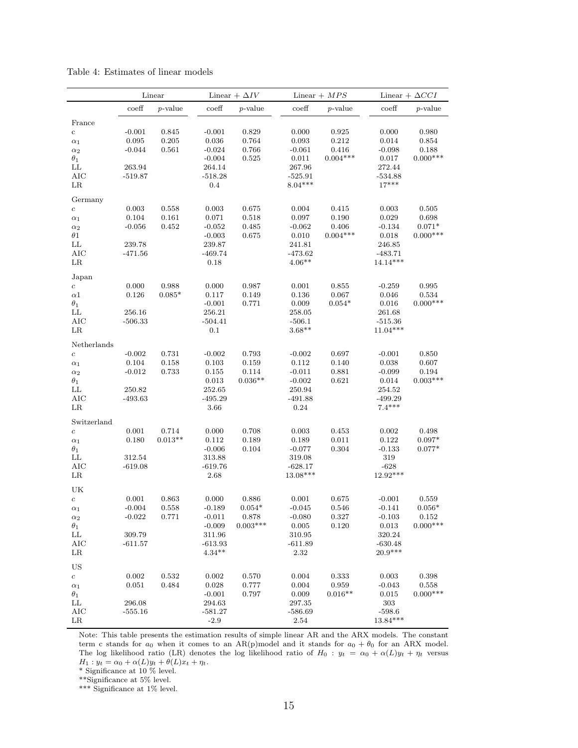Table 4: Estimates of linear models

| | Linear | | Linear + $\Delta IV$ | | Linear + $MPS$ | | Linear + $\Delta CCI$ | |
|---|---|---|---|---|---|---|---|---|
| | coeff | $p$-value | coeff | $p$-value | coeff | $p$-value | coeff | $p$-value |
| France | | | | | | | | |
| c | -0.001 | 0.845 | -0.001 | 0.829 | 0.000 | 0.925 | 0.000 | 0.980 |
| $\alpha_1$ | 0.095 | 0.205 | 0.036 | 0.764 | 0.093 | 0.212 | 0.014 | 0.854 |
| $\alpha_2$ | -0.044 | 0.561 | -0.024 | 0.766 | -0.061 | 0.416 | -0.098 | 0.188 |
| $\theta_1$ | | | -0.004 | 0.525 | 0.011 | 0.004*** | 0.017 | 0.000*** |
| LL | 263.94 | | 264.14 | | 267.96 | | 272.44 | |
| AIC | -519.87 | | -518.28 | | -525.91 | | -534.88 | |
| LR | | | 0.4 | | 8.04*** | | 17*** | |
| Germany | | | | | | | | |
| $c$ | 0.003 | 0.558 | 0.003 | 0.675 | 0.004 | 0.415 | 0.003 | 0.505 |
| $\alpha_1$ | 0.104 | 0.161 | 0.071 | 0.518 | 0.097 | 0.190 | 0.029 | 0.698 |
| $\alpha_2$ | -0.056 | 0.452 | -0.052 | 0.485 | -0.062 | 0.406 | -0.134 | 0.071* |
| $\theta 1$ | | | -0.003 | 0.675 | 0.010 | 0.004*** | 0.018 | 0.000*** |
| LL | 239.78 | | 239.87 | | 241.81 | | 246.85 | |
| AIC | -471.56 | | -469.74 | | -473.62 | | -483.71 | |
| LR | | | 0.18 | | 4.06** | | 14.14*** | |
| Japan | | | | | | | | |
| $c$ | 0.000 | 0.988 | 0.000 | 0.987 | 0.001 | 0.855 | -0.259 | 0.995 |
| $\alpha 1$ | 0.126 | 0.085* | 0.117 | 0.149 | 0.136 | 0.067 | 0.046 | 0.534 |
| $\theta_1$ | | | -0.001 | 0.771 | 0.009 | 0.054* | 0.016 | 0.000*** |
| LL | 256.16 | | 256.21 | | 258.05 | | 261.68 | |
| AIC | -506.33 | | -504.41 | | -506.1 | | -515.36 | |
| LR | | | 0.1 | | 3.68** | | 11.04*** | |
| Netherlands | | | | | | | | |
| $c$ | -0.002 | 0.731 | -0.002 | 0.793 | -0.002 | 0.697 | -0.001 | 0.850 |
| $\alpha_1$ | 0.104 | 0.158 | 0.103 | 0.159 | 0.112 | 0.140 | 0.038 | 0.607 |
| $\alpha_2$ | -0.012 | 0.733 | 0.155 | 0.114 | -0.011 | 0.881 | -0.099 | 0.194 |
| $\theta_1$ | | | 0.013 | 0.036** | -0.002 | 0.621 | 0.014 | 0.003*** |
| LL | 250.82 | | 252.65 | | 250.94 | | 254.52 | |
| AIC | -493.63 | | -495.29 | | -491.88 | | -499.29 | |
| LR | | | 3.66 | | 0.24 | | 7.4*** | |
| Switzerland | | | | | | | | |
| $c$ | 0.001 | 0.714 | 0.000 | 0.708 | 0.003 | 0.453 | 0.002 | 0.498 |
| $\alpha_1$ | 0.180 | 0.013** | 0.112 | 0.189 | 0.189 | 0.011 | 0.122 | 0.097* |
| $\theta_1$ | | | -0.006 | 0.104 | -0.077 | 0.304 | -0.133 | 0.077* |
| LL | 312.54 | | 313.88 | | 319.08 | | 319 | |
| AIC | -619.08 | | -619.76 | | -628.17 | | -628 | |
| LR | | | 2.68 | | 13.08*** | | 12.92*** | |
| UK | | | | | | | | |
| $c$ | 0.001 | 0.863 | 0.000 | 0.886 | 0.001 | 0.675 | -0.001 | 0.559 |
| $\alpha_1$ | -0.004 | 0.558 | -0.189 | 0.054* | -0.045 | 0.546 | -0.141 | 0.056* |
| $\alpha_2$ | -0.022 | 0.771 | -0.011 | 0.878 | -0.080 | 0.327 | -0.103 | 0.152 |
| $\theta_1$ | | | -0.009 | 0.003*** | 0.005 | 0.120 | 0.013 | 0.000*** |
| LL | 309.79 | | 311.96 | | 310.95 | | 320.24 | |
| AIC | -611.57 | | -613.93 | | -611.89 | | -630.48 | |
| LR | | | 4.34** | | 2.32 | | 20.9*** | |
| US | | | | | | | | |
| $c$ | 0.002 | 0.532 | 0.002 | 0.570 | 0.004 | 0.333 | 0.003 | 0.398 |
| $\alpha_1$ | 0.051 | 0.484 | 0.028 | 0.777 | 0.004 | 0.959 | -0.043 | 0.558 |
| $\theta_1$ | | | -0.001 | 0.797 | 0.009 | 0.016** | 0.015 | 0.000*** |
| LL | 296.08 | | 294.63 | | 297.35 | | 303 | |
| AIC | -555.16 | | -581.27 | | -586.69 | | -598.6 | |
| LR | | | -2.9 | | 2.54 | | 13.84*** | |

Note: This table presents the estimation results of simple linear AR and the ARX models. The constant term c stands for $a_0$ when it comes to an AR(p)model and it stands for $a_0 + \theta_0$ for an ARX model. The log likelihood ratio (LR) denotes the log likelihood ratio of $H_0 : y_t = \alpha_0 + \alpha(L)y_t + \eta_t$ versus $H_1 : y_t = \alpha_0 + \alpha(L)y_t + \theta(L)x_t + \eta_t$.

\* Significance at 10 % level.

\*\*Significance at 5% level.

\*\*\* Significance at 1% level.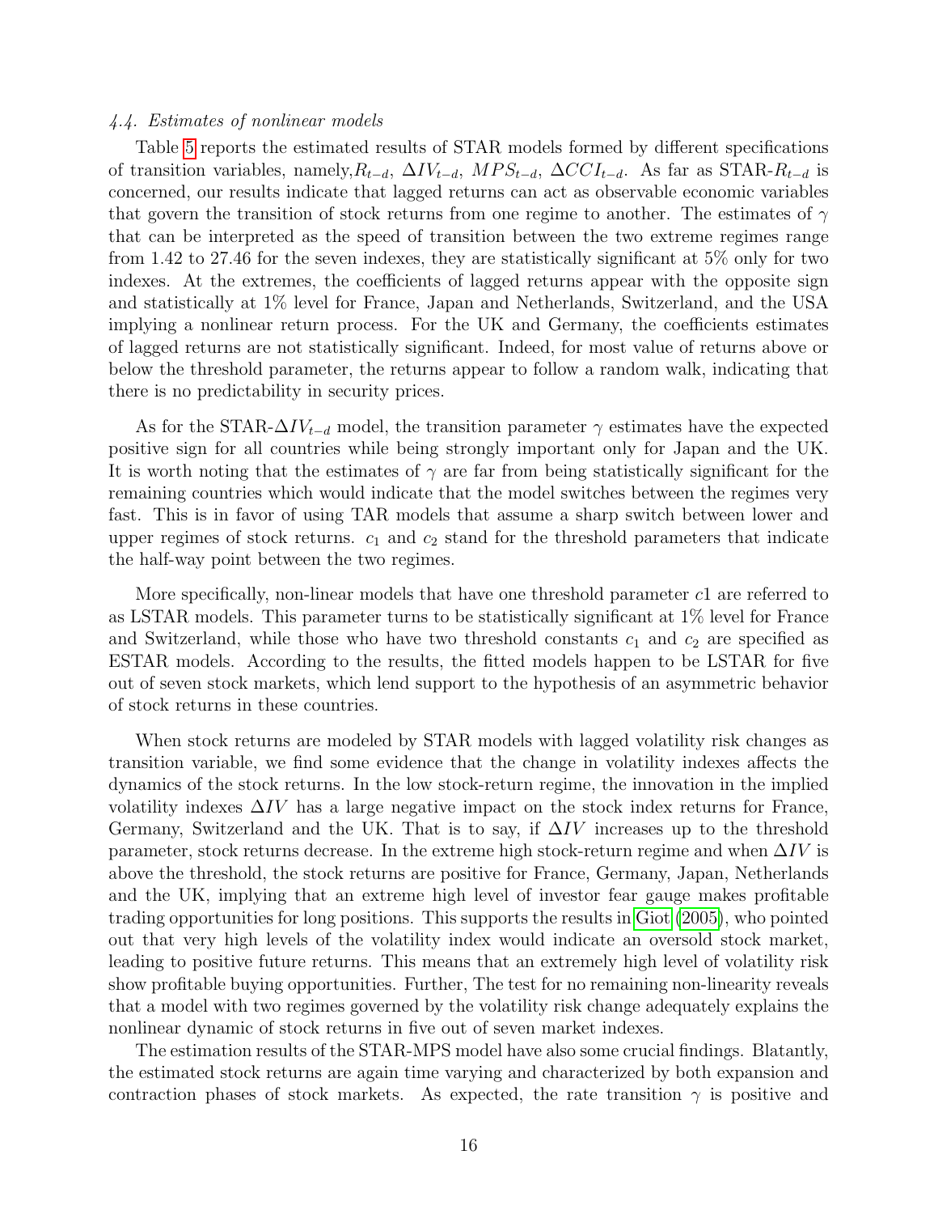*4.4. Estimates of nonlinear models*

Table 5 reports the estimated results of STAR models formed by different specifications of transition variables, namely,$R_{t-d}$, $\Delta IV_{t-d}$, $MPS_{t-d}$, $\Delta CCI_{t-d}$. As far as STAR-$R_{t-d}$ is concerned, our results indicate that lagged returns can act as observable economic variables that govern the transition of stock returns from one regime to another. The estimates of $\gamma$ that can be interpreted as the speed of transition between the two extreme regimes range from 1.42 to 27.46 for the seven indexes, they are statistically significant at 5% only for two indexes. At the extremes, the coefficients of lagged returns appear with the opposite sign and statistically at 1% level for France, Japan and Netherlands, Switzerland, and the USA implying a nonlinear return process. For the UK and Germany, the coefficients estimates of lagged returns are not statistically significant. Indeed, for most value of returns above or below the threshold parameter, the returns appear to follow a random walk, indicating that there is no predictability in security prices.

As for the STAR-$\Delta IV_{t-d}$ model, the transition parameter $\gamma$ estimates have the expected positive sign for all countries while being strongly important only for Japan and the UK. It is worth noting that the estimates of $\gamma$ are far from being statistically significant for the remaining countries which would indicate that the model switches between the regimes very fast. This is in favor of using TAR models that assume a sharp switch between lower and upper regimes of stock returns. $c_1$ and $c_2$ stand for the threshold parameters that indicate the half-way point between the two regimes.

More specifically, non-linear models that have one threshold parameter $c1$ are referred to as LSTAR models. This parameter turns to be statistically significant at 1% level for France and Switzerland, while those who have two threshold constants $c_1$ and $c_2$ are specified as ESTAR models. According to the results, the fitted models happen to be LSTAR for five out of seven stock markets, which lend support to the hypothesis of an asymmetric behavior of stock returns in these countries.

When stock returns are modeled by STAR models with lagged volatility risk changes as transition variable, we find some evidence that the change in volatility indexes affects the dynamics of the stock returns. In the low stock-return regime, the innovation in the implied volatility indexes $\Delta IV$ has a large negative impact on the stock index returns for France, Germany, Switzerland and the UK. That is to say, if $\Delta IV$ increases up to the threshold parameter, stock returns decrease. In the extreme high stock-return regime and when $\Delta IV$ is above the threshold, the stock returns are positive for France, Germany, Japan, Netherlands and the UK, implying that an extreme high level of investor fear gauge makes profitable trading opportunities for long positions. This supports the results in Giot (2005), who pointed out that very high levels of the volatility index would indicate an oversold stock market, leading to positive future returns. This means that an extremely high level of volatility risk show profitable buying opportunities. Further, The test for no remaining non-linearity reveals that a model with two regimes governed by the volatility risk change adequately explains the nonlinear dynamic of stock returns in five out of seven market indexes.

The estimation results of the STAR-MPS model have also some crucial findings. Blatantly, the estimated stock returns are again time varying and characterized by both expansion and contraction phases of stock markets. As expected, the rate transition $\gamma$ is positive and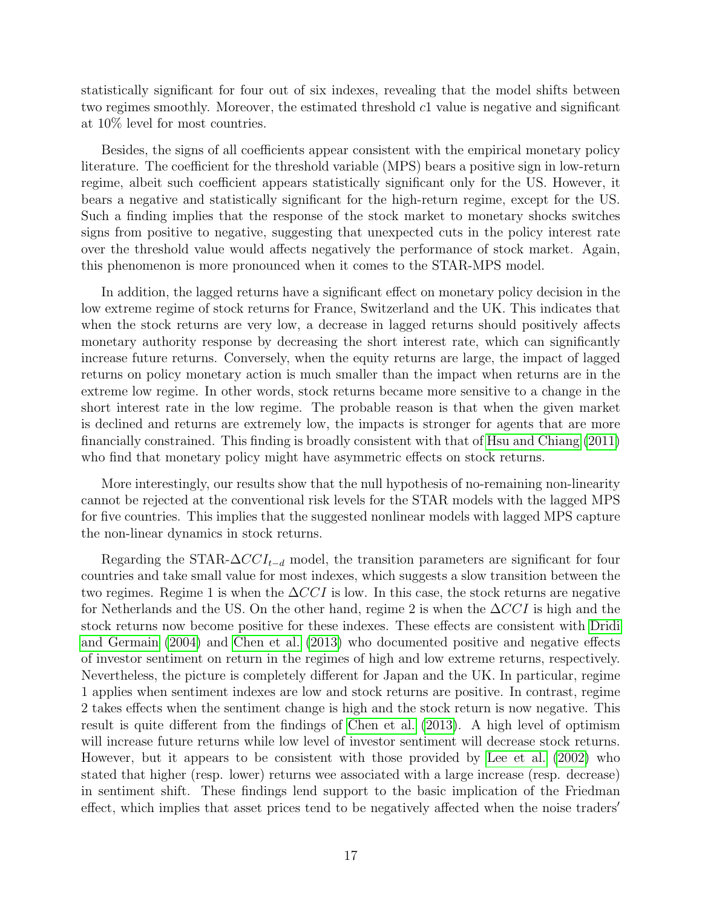statistically significant for four out of six indexes, revealing that the model shifts between two regimes smoothly. Moreover, the estimated threshold $c1$ value is negative and significant at 10% level for most countries.

Besides, the signs of all coefficients appear consistent with the empirical monetary policy literature. The coefficient for the threshold variable (MPS) bears a positive sign in low-return regime, albeit such coefficient appears statistically significant only for the US. However, it bears a negative and statistically significant for the high-return regime, except for the US. Such a finding implies that the response of the stock market to monetary shocks switches signs from positive to negative, suggesting that unexpected cuts in the policy interest rate over the threshold value would affects negatively the performance of stock market. Again, this phenomenon is more pronounced when it comes to the STAR-MPS model.

In addition, the lagged returns have a significant effect on monetary policy decision in the low extreme regime of stock returns for France, Switzerland and the UK. This indicates that when the stock returns are very low, a decrease in lagged returns should positively affects monetary authority response by decreasing the short interest rate, which can significantly increase future returns. Conversely, when the equity returns are large, the impact of lagged returns on policy monetary action is much smaller than the impact when returns are in the extreme low regime. In other words, stock returns became more sensitive to a change in the short interest rate in the low regime. The probable reason is that when the given market is declined and returns are extremely low, the impacts is stronger for agents that are more financially constrained. This finding is broadly consistent with that of Hsu and Chiang (2011) who find that monetary policy might have asymmetric effects on stock returns.

More interestingly, our results show that the null hypothesis of no-remaining non-linearity cannot be rejected at the conventional risk levels for the STAR models with the lagged MPS for five countries. This implies that the suggested nonlinear models with lagged MPS capture the non-linear dynamics in stock returns.

Regarding the STAR-$\Delta CCI_{t-d}$ model, the transition parameters are significant for four countries and take small value for most indexes, which suggests a slow transition between the two regimes. Regime 1 is when the $\Delta CCI$ is low. In this case, the stock returns are negative for Netherlands and the US. On the other hand, regime 2 is when the $\Delta CCI$ is high and the stock returns now become positive for these indexes. These effects are consistent with Dridi and Germain (2004) and Chen et al. (2013) who documented positive and negative effects of investor sentiment on return in the regimes of high and low extreme returns, respectively. Nevertheless, the picture is completely different for Japan and the UK. In particular, regime 1 applies when sentiment indexes are low and stock returns are positive. In contrast, regime 2 takes effects when the sentiment change is high and the stock return is now negative. This result is quite different from the findings of Chen et al. (2013). A high level of optimism will increase future returns while low level of investor sentiment will decrease stock returns. However, but it appears to be consistent with those provided by Lee et al. (2002) who stated that higher (resp. lower) returns wee associated with a large increase (resp. decrease) in sentiment shift. These findings lend support to the basic implication of the Friedman effect, which implies that asset prices tend to be negatively affected when the noise traders′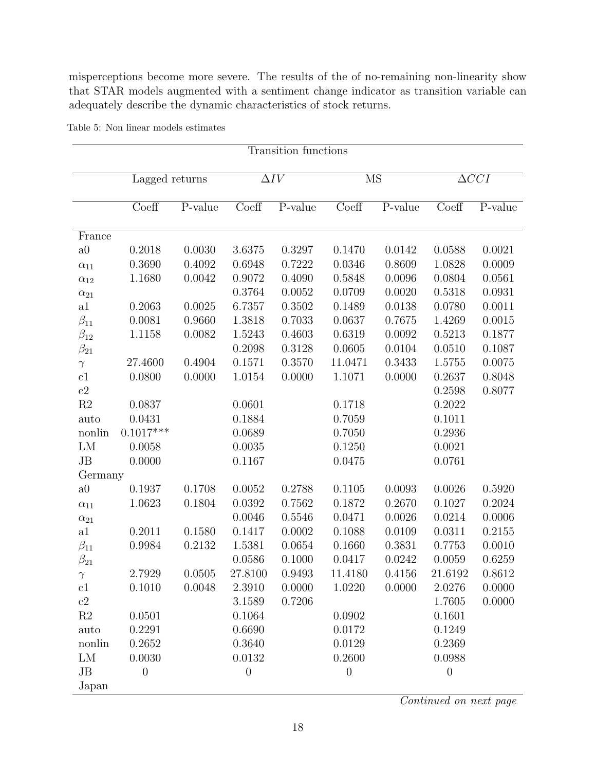misperceptions become more severe. The results of the of no-remaining non-linearity show that STAR models augmented with a sentiment change indicator as transition variable can adequately describe the dynamic characteristics of stock returns.

Table 5: Non linear models estimates

| | Transition functions | | | | | | | |
|---|---|---|---|---|---|---|---|---|
| | Lagged returns | | $\Delta IV$ | | MS | | $\Delta CCI$ | |
| | Coeff | P-value | Coeff | P-value | Coeff | P-value | Coeff | P-value |
| France | | | | | | | | |
| a0 | 0.2018 | 0.0030 | 3.6375 | 0.3297 | 0.1470 | 0.0142 | 0.0588 | 0.0021 |
| $\alpha_{11}$ | 0.3690 | 0.4092 | 0.6948 | 0.7222 | 0.0346 | 0.8609 | 1.0828 | 0.0009 |
| $\alpha_{12}$ | 1.1680 | 0.0042 | 0.9072 | 0.4090 | 0.5848 | 0.0096 | 0.0804 | 0.0561 |
| $\alpha_{21}$ | | | 0.3764 | 0.0052 | 0.0709 | 0.0020 | 0.5318 | 0.0931 |
| a1 | 0.2063 | 0.0025 | 6.7357 | 0.3502 | 0.1489 | 0.0138 | 0.0780 | 0.0011 |
| $\beta_{11}$ | 0.0081 | 0.9660 | 1.3818 | 0.7033 | 0.0637 | 0.7675 | 1.4269 | 0.0015 |
| $\beta_{12}$ | 1.1158 | 0.0082 | 1.5243 | 0.4603 | 0.6319 | 0.0092 | 0.5213 | 0.1877 |
| $\beta_{21}$ | | | 0.2098 | 0.3128 | 0.0605 | 0.0104 | 0.0510 | 0.1087 |
| $\gamma$ | 27.4600 | 0.4904 | 0.1571 | 0.3570 | 11.0471 | 0.3433 | 1.5755 | 0.0075 |
| c1 | 0.0800 | 0.0000 | 1.0154 | 0.0000 | 1.1071 | 0.0000 | 0.2637 | 0.8048 |
| c2 | | | | | | | 0.2598 | 0.8077 |
| R2 | 0.0837 | | 0.0601 | | 0.1718 | | 0.2022 | |
| auto | 0.0431 | | 0.1884 | | 0.7059 | | 0.1011 | |
| nonlin | 0.1017*** | | 0.0689 | | 0.7050 | | 0.2936 | |
| LM | 0.0058 | | 0.0035 | | 0.1250 | | 0.0021 | |
| JB | 0.0000 | | 0.1167 | | 0.0475 | | 0.0761 | |
| Germany | | | | | | | | |
| a0 | 0.1937 | 0.1708 | 0.0052 | 0.2788 | 0.1105 | 0.0093 | 0.0026 | 0.5920 |
| $\alpha_{11}$ | 1.0623 | 0.1804 | 0.0392 | 0.7562 | 0.1872 | 0.2670 | 0.1027 | 0.2024 |
| $\alpha_{21}$ | | | 0.0046 | 0.5546 | 0.0471 | 0.0026 | 0.0214 | 0.0006 |
| a1 | 0.2011 | 0.1580 | 0.1417 | 0.0002 | 0.1088 | 0.0109 | 0.0311 | 0.2155 |
| $\beta_{11}$ | 0.9984 | 0.2132 | 1.5381 | 0.0654 | 0.1660 | 0.3831 | 0.7753 | 0.0010 |
| $\beta_{21}$ | | | 0.0586 | 0.1000 | 0.0417 | 0.0242 | 0.0059 | 0.6259 |
| $\gamma$ | 2.7929 | 0.0505 | 27.8100 | 0.9493 | 11.4180 | 0.4156 | 21.6192 | 0.8612 |
| c1 | 0.1010 | 0.0048 | 2.3910 | 0.0000 | 1.0220 | 0.0000 | 2.0276 | 0.0000 |
| c2 | | | 3.1589 | 0.7206 | | | 1.7605 | 0.0000 |
| R2 | 0.0501 | | 0.1064 | | 0.0902 | | 0.1601 | |
| auto | 0.2291 | | 0.6690 | | 0.0172 | | 0.1249 | |
| nonlin | 0.2652 | | 0.3640 | | 0.0129 | | 0.2369 | |
| LM | 0.0030 | | 0.0132 | | 0.2600 | | 0.0988 | |
| JB | 0 | | 0 | | 0 | | 0 | |
| Japan | | | | | | | | |

*Continued on next page*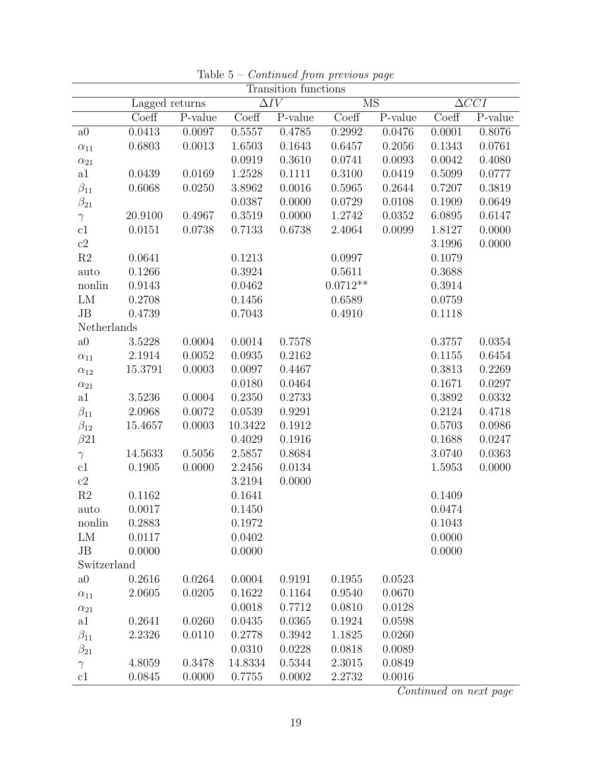Table 5 – *Continued from previous page*

| Transition functions | | | | | | | | |
|---|---|---|---|---|---|---|---|---|
| | Lagged returns | | $\Delta IV$ | | MS | | $\Delta CCI$ | |
| | Coeff | P-value | Coeff | P-value | Coeff | P-value | Coeff | P-value |
| a0 | 0.0413 | 0.0097 | 0.5557 | 0.4785 | 0.2992 | 0.0476 | 0.0001 | 0.8076 |
| $\alpha_{11}$ | 0.6803 | 0.0013 | 1.6503 | 0.1643 | 0.6457 | 0.2056 | 0.1343 | 0.0761 |
| $\alpha_{21}$ | | | 0.0919 | 0.3610 | 0.0741 | 0.0093 | 0.0042 | 0.4080 |
| a1 | 0.0439 | 0.0169 | 1.2528 | 0.1111 | 0.3100 | 0.0419 | 0.5099 | 0.0777 |
| $\beta_{11}$ | 0.6068 | 0.0250 | 3.8962 | 0.0016 | 0.5965 | 0.2644 | 0.7207 | 0.3819 |
| $\beta_{21}$ | | | 0.0387 | 0.0000 | 0.0729 | 0.0108 | 0.1909 | 0.0649 |
| $\gamma$ | 20.9100 | 0.4967 | 0.3519 | 0.0000 | 1.2742 | 0.0352 | 6.0895 | 0.6147 |
| c1 | 0.0151 | 0.0738 | 0.7133 | 0.6738 | 2.4064 | 0.0099 | 1.8127 | 0.0000 |
| c2 | | | | | | | 3.1996 | 0.0000 |
| R2 | 0.0641 | | 0.1213 | | 0.0997 | | 0.1079 | |
| auto | 0.1266 | | 0.3924 | | 0.5611 | | 0.3688 | |
| nonlin | 0.9143 | | 0.0462 | | 0.0712** | | 0.3914 | |
| LM | 0.2708 | | 0.1456 | | 0.6589 | | 0.0759 | |
| JB | 0.4739 | | 0.7043 | | 0.4910 | | 0.1118 | |
| Netherlands | | | | | | | | |
| a0 | 3.5228 | 0.0004 | 0.0014 | 0.7578 | | | 0.3757 | 0.0354 |
| $\alpha_{11}$ | 2.1914 | 0.0052 | 0.0935 | 0.2162 | | | 0.1155 | 0.6454 |
| $\alpha_{12}$ | 15.3791 | 0.0003 | 0.0097 | 0.4467 | | | 0.3813 | 0.2269 |
| $\alpha_{21}$ | | | 0.0180 | 0.0464 | | | 0.1671 | 0.0297 |
| a1 | 3.5236 | 0.0004 | 0.2350 | 0.2733 | | | 0.3892 | 0.0332 |
| $\beta_{11}$ | 2.0968 | 0.0072 | 0.0539 | 0.9291 | | | 0.2124 | 0.4718 |
| $\beta_{12}$ | 15.4657 | 0.0003 | 10.3422 | 0.1912 | | | 0.5703 | 0.0986 |
| $\beta 21$ | | | 0.4029 | 0.1916 | | | 0.1688 | 0.0247 |
| $\gamma$ | 14.5633 | 0.5056 | 2.5857 | 0.8684 | | | 3.0740 | 0.0363 |
| c1 | 0.1905 | 0.0000 | 2.2456 | 0.0134 | | | 1.5953 | 0.0000 |
| c2 | | | 3.2194 | 0.0000 | | | | |
| R2 | 0.1162 | | 0.1641 | | | | 0.1409 | |
| auto | 0.0017 | | 0.1450 | | | | 0.0474 | |
| nonlin | 0.2883 | | 0.1972 | | | | 0.1043 | |
| LM | 0.0117 | | 0.0402 | | | | 0.0000 | |
| JB | 0.0000 | | 0.0000 | | | | 0.0000 | |
| Switzerland | | | | | | | | |
| a0 | 0.2616 | 0.0264 | 0.0004 | 0.9191 | 0.1955 | 0.0523 | | |
| $\alpha_{11}$ | 2.0605 | 0.0205 | 0.1622 | 0.1164 | 0.9540 | 0.0670 | | |
| $\alpha_{21}$ | | | 0.0018 | 0.7712 | 0.0810 | 0.0128 | | |
| a1 | 0.2641 | 0.0260 | 0.0435 | 0.0365 | 0.1924 | 0.0598 | | |
| $\beta_{11}$ | 2.2326 | 0.0110 | 0.2778 | 0.3942 | 1.1825 | 0.0260 | | |
| $\beta_{21}$ | | | 0.0310 | 0.0228 | 0.0818 | 0.0089 | | |
| $\gamma$ | 4.8059 | 0.3478 | 14.8334 | 0.5344 | 2.3015 | 0.0849 | | |
| c1 | 0.0845 | 0.0000 | 0.7755 | 0.0002 | 2.2732 | 0.0016 | | |

*Continued on next page*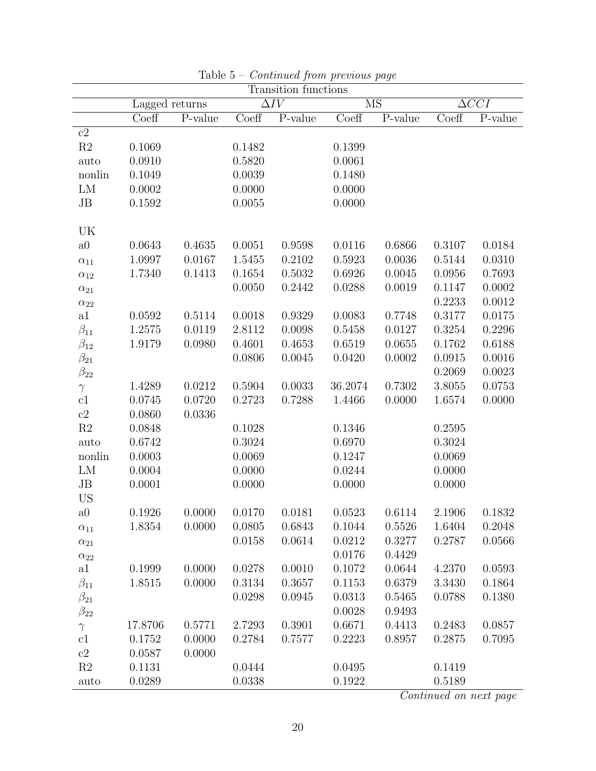Table 5 – *Continued from previous page*

| | Transition functions | | | | | | | |
|---|---|---|---|---|---|---|---|---|
| | Lagged returns | | $\Delta IV$ | | MS | | $\Delta CCI$ | |
| | Coeff | P-value | Coeff | P-value | Coeff | P-value | Coeff | P-value |
| c2 | | | | | | | | |
| R2 | 0.1069 | | 0.1482 | | 0.1399 | | | |
| auto | 0.0910 | | 0.5820 | | 0.0061 | | | |
| nonlin | 0.1049 | | 0.0039 | | 0.1480 | | | |
| LM | 0.0002 | | 0.0000 | | 0.0000 | | | |
| JB | 0.1592 | | 0.0055 | | 0.0000 | | | |
| UK | | | | | | | | |
| a0 | 0.0643 | 0.4635 | 0.0051 | 0.9598 | 0.0116 | 0.6866 | 0.3107 | 0.0184 |
| $\alpha_{11}$ | 1.0997 | 0.0167 | 1.5455 | 0.2102 | 0.5923 | 0.0036 | 0.5144 | 0.0310 |
| $\alpha_{12}$ | 1.7340 | 0.1413 | 0.1654 | 0.5032 | 0.6926 | 0.0045 | 0.0956 | 0.7693 |
| $\alpha_{21}$ | | | 0.0050 | 0.2442 | 0.0288 | 0.0019 | 0.1147 | 0.0002 |
| $\alpha_{22}$ | | | | | | | 0.2233 | 0.0012 |
| a1 | 0.0592 | 0.5114 | 0.0018 | 0.9329 | 0.0083 | 0.7748 | 0.3177 | 0.0175 |
| $\beta_{11}$ | 1.2575 | 0.0119 | 2.8112 | 0.0098 | 0.5458 | 0.0127 | 0.3254 | 0.2296 |
| $\beta_{12}$ | 1.9179 | 0.0980 | 0.4601 | 0.4653 | 0.6519 | 0.0655 | 0.1762 | 0.6188 |
| $\beta_{21}$ | | | 0.0806 | 0.0045 | 0.0420 | 0.0002 | 0.0915 | 0.0016 |
| $\beta_{22}$ | | | | | | | 0.2069 | 0.0023 |
| $\gamma$ | 1.4289 | 0.0212 | 0.5904 | 0.0033 | 36.2074 | 0.7302 | 3.8055 | 0.0753 |
| c1 | 0.0745 | 0.0720 | 0.2723 | 0.7288 | 1.4466 | 0.0000 | 1.6574 | 0.0000 |
| c2 | 0.0860 | 0.0336 | | | | | | |
| R2 | 0.0848 | | 0.1028 | | 0.1346 | | 0.2595 | |
| auto | 0.6742 | | 0.3024 | | 0.6970 | | 0.3024 | |
| nonlin | 0.0003 | | 0.0069 | | 0.1247 | | 0.0069 | |
| LM | 0.0004 | | 0.0000 | | 0.0244 | | 0.0000 | |
| JB | 0.0001 | | 0.0000 | | 0.0000 | | 0.0000 | |
| US | | | | | | | | |
| a0 | 0.1926 | 0.0000 | 0.0170 | 0.0181 | 0.0523 | 0.6114 | 2.1906 | 0.1832 |
| $\alpha_{11}$ | 1.8354 | 0.0000 | 0.0805 | 0.6843 | 0.1044 | 0.5526 | 1.6404 | 0.2048 |
| $\alpha_{21}$ | | | 0.0158 | 0.0614 | 0.0212 | 0.3277 | 0.2787 | 0.0566 |
| $\alpha_{22}$ | | | | | 0.0176 | 0.4429 | | |
| a1 | 0.1999 | 0.0000 | 0.0278 | 0.0010 | 0.1072 | 0.0644 | 4.2370 | 0.0593 |
| $\beta_{11}$ | 1.8515 | 0.0000 | 0.3134 | 0.3657 | 0.1153 | 0.6379 | 3.3430 | 0.1864 |
| $\beta_{21}$ | | | 0.0298 | 0.0945 | 0.0313 | 0.5465 | 0.0788 | 0.1380 |
| $\beta_{22}$ | | | | | 0.0028 | 0.9493 | | |
| $\gamma$ | 17.8706 | 0.5771 | 2.7293 | 0.3901 | 0.6671 | 0.4413 | 0.2483 | 0.0857 |
| c1 | 0.1752 | 0.0000 | 0.2784 | 0.7577 | 0.2223 | 0.8957 | 0.2875 | 0.7095 |
| c2 | 0.0587 | 0.0000 | | | | | | |
| R2 | 0.1131 | | 0.0444 | | 0.0495 | | 0.1419 | |
| auto | 0.0289 | | 0.0338 | | 0.1922 | | 0.5189 | |

*Continued on next page*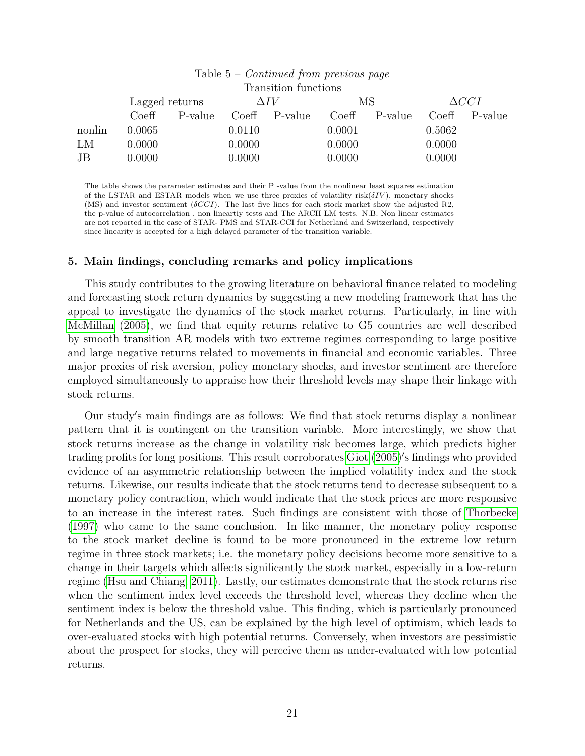Table 5 – *Continued from previous page*

| | Transition functions | | | | | | | |
|---|---|---|---|---|---|---|---|---|
| | Lagged returns | | $\Delta IV$ | | MS | | $\Delta CCI$ | |
| | Coeff | P-value | Coeff | P-value | Coeff | P-value | Coeff | P-value |
| nonlin | 0.0065 | | 0.0110 | | 0.0001 | | 0.5062 | |
| LM | 0.0000 | | 0.0000 | | 0.0000 | | 0.0000 | |
| JB | 0.0000 | | 0.0000 | | 0.0000 | | 0.0000 | |

The table shows the parameter estimates and their P -value from the nonlinear least squares estimation of the LSTAR and ESTAR models when we use three proxies of volatility risk($\delta IV$), monetary shocks (MS) and investor sentiment ($\delta CCI$). The last five lines for each stock market show the adjusted R2, the p-value of autocorrelation , non lineartiy tests and The ARCH LM tests. N.B. Non linear estimates are not reported in the case of STAR- PMS and STAR-CCI for Netherland and Switzerland, respectively since linearity is accepted for a high delayed parameter of the transition variable.

## 5. Main findings, concluding remarks and policy implications

This study contributes to the growing literature on behavioral finance related to modeling and forecasting stock return dynamics by suggesting a new modeling framework that has the appeal to investigate the dynamics of the stock market returns. Particularly, in line with McMillan (2005), we find that equity returns relative to G5 countries are well described by smooth transition AR models with two extreme regimes corresponding to large positive and large negative returns related to movements in financial and economic variables. Three major proxies of risk aversion, policy monetary shocks, and investor sentiment are therefore employed simultaneously to appraise how their threshold levels may shape their linkage with stock returns.

Our study′s main findings are as follows: We find that stock returns display a nonlinear pattern that it is contingent on the transition variable. More interestingly, we show that stock returns increase as the change in volatility risk becomes large, which predicts higher trading profits for long positions. This result corroborates Giot (2005)′s findings who provided evidence of an asymmetric relationship between the implied volatility index and the stock returns. Likewise, our results indicate that the stock returns tend to decrease subsequent to a monetary policy contraction, which would indicate that the stock prices are more responsive to an increase in the interest rates. Such findings are consistent with those of Thorbecke (1997) who came to the same conclusion. In like manner, the monetary policy response to the stock market decline is found to be more pronounced in the extreme low return regime in three stock markets; i.e. the monetary policy decisions become more sensitive to a change in their targets which affects significantly the stock market, especially in a low-return regime (Hsu and Chiang, 2011). Lastly, our estimates demonstrate that the stock returns rise when the sentiment index level exceeds the threshold level, whereas they decline when the sentiment index is below the threshold value. This finding, which is particularly pronounced for Netherlands and the US, can be explained by the high level of optimism, which leads to over-evaluated stocks with high potential returns. Conversely, when investors are pessimistic about the prospect for stocks, they will perceive them as under-evaluated with low potential returns.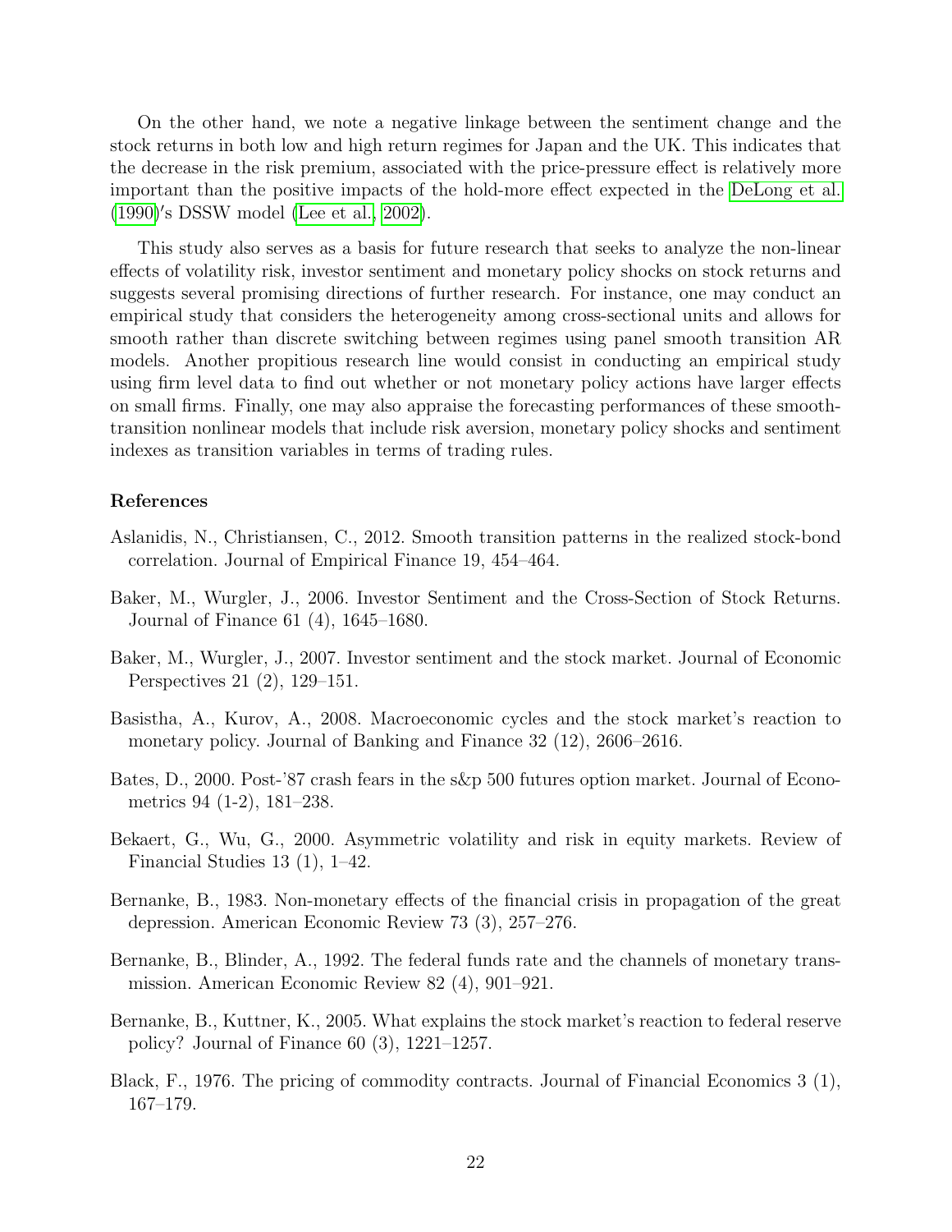On the other hand, we note a negative linkage between the sentiment change and the stock returns in both low and high return regimes for Japan and the UK. This indicates that the decrease in the risk premium, associated with the price-pressure effect is relatively more important than the positive impacts of the hold-more effect expected in the DeLong et al. (1990)′s DSSW model (Lee et al., 2002).

This study also serves as a basis for future research that seeks to analyze the non-linear effects of volatility risk, investor sentiment and monetary policy shocks on stock returns and suggests several promising directions of further research. For instance, one may conduct an empirical study that considers the heterogeneity among cross-sectional units and allows for smooth rather than discrete switching between regimes using panel smooth transition AR models. Another propitious research line would consist in conducting an empirical study using firm level data to find out whether or not monetary policy actions have larger effects on small firms. Finally, one may also appraise the forecasting performances of these smooth-transition nonlinear models that include risk aversion, monetary policy shocks and sentiment indexes as transition variables in terms of trading rules.

### References

Aslanidis, N., Christiansen, C., 2012. Smooth transition patterns in the realized stock-bond correlation. Journal of Empirical Finance 19, 454–464.

Baker, M., Wurgler, J., 2006. Investor Sentiment and the Cross-Section of Stock Returns. Journal of Finance 61 (4), 1645–1680.

Baker, M., Wurgler, J., 2007. Investor sentiment and the stock market. Journal of Economic Perspectives 21 (2), 129–151.

Basistha, A., Kurov, A., 2008. Macroeconomic cycles and the stock market's reaction to monetary policy. Journal of Banking and Finance 32 (12), 2606–2616.

Bates, D., 2000. Post-'87 crash fears in the s&p 500 futures option market. Journal of Econometrics 94 (1-2), 181–238.

Bekaert, G., Wu, G., 2000. Asymmetric volatility and risk in equity markets. Review of Financial Studies 13 (1), 1–42.

Bernanke, B., 1983. Non-monetary effects of the financial crisis in propagation of the great depression. American Economic Review 73 (3), 257–276.

Bernanke, B., Blinder, A., 1992. The federal funds rate and the channels of monetary transmission. American Economic Review 82 (4), 901–921.

Bernanke, B., Kuttner, K., 2005. What explains the stock market's reaction to federal reserve policy? Journal of Finance 60 (3), 1221–1257.

Black, F., 1976. The pricing of commodity contracts. Journal of Financial Economics 3 (1), 167–179.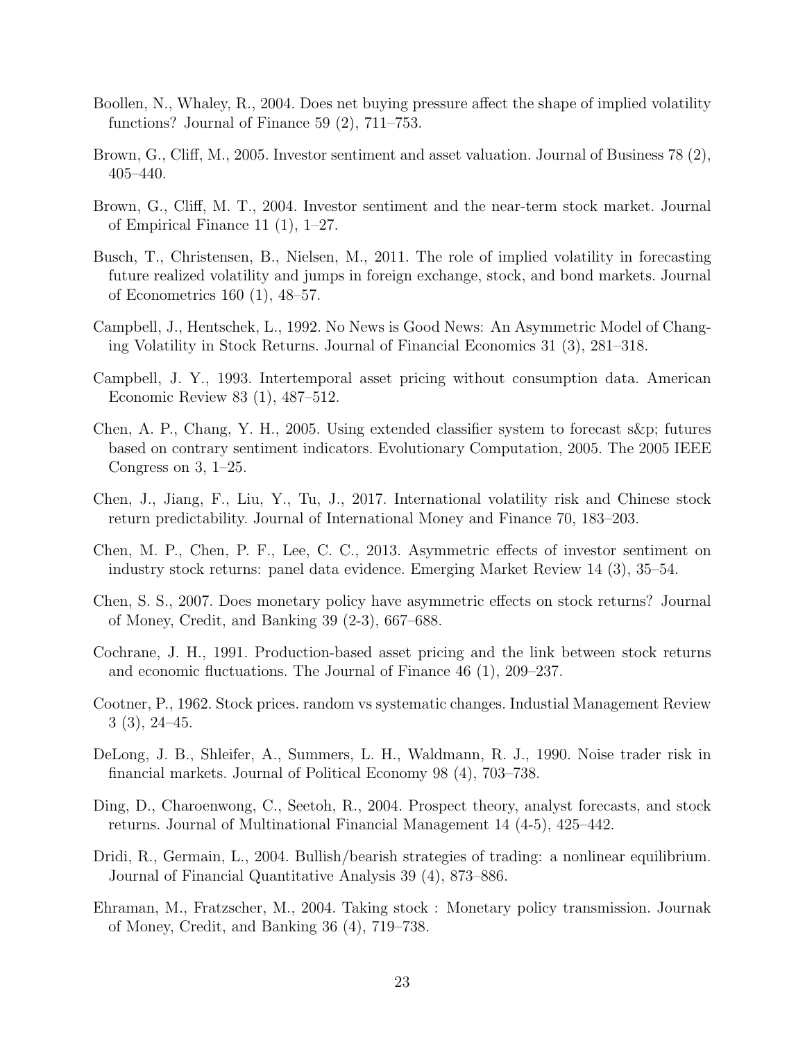Boollen, N., Whaley, R., 2004. Does net buying pressure affect the shape of implied volatility functions? Journal of Finance 59 (2), 711–753.

Brown, G., Cliff, M., 2005. Investor sentiment and asset valuation. Journal of Business 78 (2), 405–440.

Brown, G., Cliff, M. T., 2004. Investor sentiment and the near-term stock market. Journal of Empirical Finance 11 (1), 1–27.

Busch, T., Christensen, B., Nielsen, M., 2011. The role of implied volatility in forecasting future realized volatility and jumps in foreign exchange, stock, and bond markets. Journal of Econometrics 160 (1), 48–57.

Campbell, J., Hentschek, L., 1992. No News is Good News: An Asymmetric Model of Changing Volatility in Stock Returns. Journal of Financial Economics 31 (3), 281–318.

Campbell, J. Y., 1993. Intertemporal asset pricing without consumption data. American Economic Review 83 (1), 487–512.

Chen, A. P., Chang, Y. H., 2005. Using extended classifier system to forecast s&p; futures based on contrary sentiment indicators. Evolutionary Computation, 2005. The 2005 IEEE Congress on 3, 1–25.

Chen, J., Jiang, F., Liu, Y., Tu, J., 2017. International volatility risk and Chinese stock return predictability. Journal of International Money and Finance 70, 183–203.

Chen, M. P., Chen, P. F., Lee, C. C., 2013. Asymmetric effects of investor sentiment on industry stock returns: panel data evidence. Emerging Market Review 14 (3), 35–54.

Chen, S. S., 2007. Does monetary policy have asymmetric effects on stock returns? Journal of Money, Credit, and Banking 39 (2-3), 667–688.

Cochrane, J. H., 1991. Production-based asset pricing and the link between stock returns and economic fluctuations. The Journal of Finance 46 (1), 209–237.

Cootner, P., 1962. Stock prices. random vs systematic changes. Industial Management Review 3 (3), 24–45.

DeLong, J. B., Shleifer, A., Summers, L. H., Waldmann, R. J., 1990. Noise trader risk in financial markets. Journal of Political Economy 98 (4), 703–738.

Ding, D., Charoenwong, C., Seetoh, R., 2004. Prospect theory, analyst forecasts, and stock returns. Journal of Multinational Financial Management 14 (4-5), 425–442.

Dridi, R., Germain, L., 2004. Bullish/bearish strategies of trading: a nonlinear equilibrium. Journal of Financial Quantitative Analysis 39 (4), 873–886.

Ehraman, M., Fratzscher, M., 2004. Taking stock : Monetary policy transmission. Journak of Money, Credit, and Banking 36 (4), 719–738.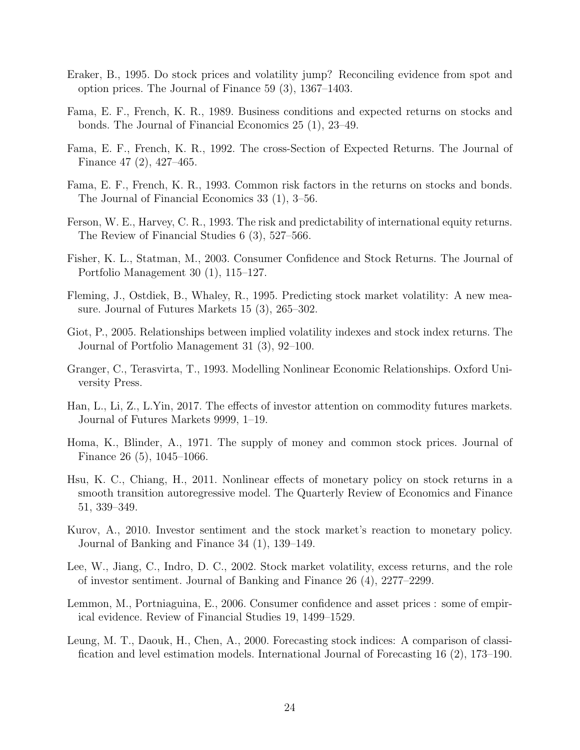Eraker, B., 1995. Do stock prices and volatility jump? Reconciling evidence from spot and option prices. The Journal of Finance 59 (3), 1367–1403.

Fama, E. F., French, K. R., 1989. Business conditions and expected returns on stocks and bonds. The Journal of Financial Economics 25 (1), 23–49.

Fama, E. F., French, K. R., 1992. The cross-Section of Expected Returns. The Journal of Finance 47 (2), 427–465.

Fama, E. F., French, K. R., 1993. Common risk factors in the returns on stocks and bonds. The Journal of Financial Economics 33 (1), 3–56.

Ferson, W. E., Harvey, C. R., 1993. The risk and predictability of international equity returns. The Review of Financial Studies 6 (3), 527–566.

Fisher, K. L., Statman, M., 2003. Consumer Confidence and Stock Returns. The Journal of Portfolio Management 30 (1), 115–127.

Fleming, J., Ostdiek, B., Whaley, R., 1995. Predicting stock market volatility: A new measure. Journal of Futures Markets 15 (3), 265–302.

Giot, P., 2005. Relationships between implied volatility indexes and stock index returns. The Journal of Portfolio Management 31 (3), 92–100.

Granger, C., Terasvirta, T., 1993. Modelling Nonlinear Economic Relationships. Oxford University Press.

Han, L., Li, Z., L.Yin, 2017. The effects of investor attention on commodity futures markets. Journal of Futures Markets 9999, 1–19.

Homa, K., Blinder, A., 1971. The supply of money and common stock prices. Journal of Finance 26 (5), 1045–1066.

Hsu, K. C., Chiang, H., 2011. Nonlinear effects of monetary policy on stock returns in a smooth transition autoregressive model. The Quarterly Review of Economics and Finance 51, 339–349.

Kurov, A., 2010. Investor sentiment and the stock market's reaction to monetary policy. Journal of Banking and Finance 34 (1), 139–149.

Lee, W., Jiang, C., Indro, D. C., 2002. Stock market volatility, excess returns, and the role of investor sentiment. Journal of Banking and Finance 26 (4), 2277–2299.

Lemmon, M., Portniaguina, E., 2006. Consumer confidence and asset prices : some of empirical evidence. Review of Financial Studies 19, 1499–1529.

Leung, M. T., Daouk, H., Chen, A., 2000. Forecasting stock indices: A comparison of classification and level estimation models. International Journal of Forecasting 16 (2), 173–190.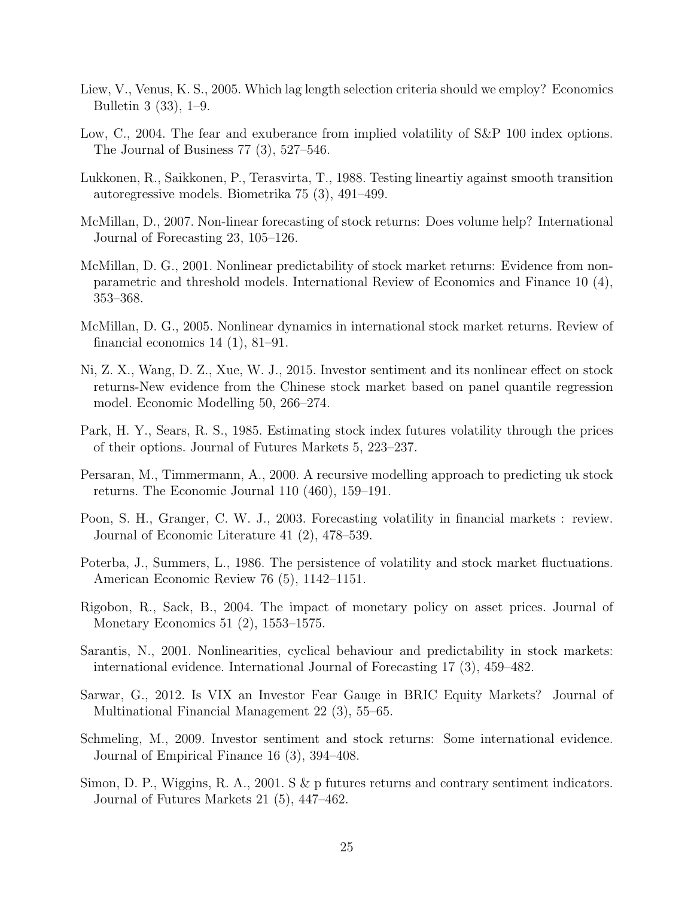Liew, V., Venus, K. S., 2005. Which lag length selection criteria should we employ? Economics Bulletin 3 (33), 1–9.

Low, C., 2004. The fear and exuberance from implied volatility of S&P 100 index options. The Journal of Business 77 (3), 527–546.

Lukkonen, R., Saikkonen, P., Terasvirta, T., 1988. Testing lineartiy against smooth transition autoregressive models. Biometrika 75 (3), 491–499.

McMillan, D., 2007. Non-linear forecasting of stock returns: Does volume help? International Journal of Forecasting 23, 105–126.

McMillan, D. G., 2001. Nonlinear predictability of stock market returns: Evidence from non-parametric and threshold models. International Review of Economics and Finance 10 (4), 353–368.

McMillan, D. G., 2005. Nonlinear dynamics in international stock market returns. Review of financial economics 14 (1), 81–91.

Ni, Z. X., Wang, D. Z., Xue, W. J., 2015. Investor sentiment and its nonlinear effect on stock returns-New evidence from the Chinese stock market based on panel quantile regression model. Economic Modelling 50, 266–274.

Park, H. Y., Sears, R. S., 1985. Estimating stock index futures volatility through the prices of their options. Journal of Futures Markets 5, 223–237.

Persaran, M., Timmermann, A., 2000. A recursive modelling approach to predicting uk stock returns. The Economic Journal 110 (460), 159–191.

Poon, S. H., Granger, C. W. J., 2003. Forecasting volatility in financial markets : review. Journal of Economic Literature 41 (2), 478–539.

Poterba, J., Summers, L., 1986. The persistence of volatility and stock market fluctuations. American Economic Review 76 (5), 1142–1151.

Rigobon, R., Sack, B., 2004. The impact of monetary policy on asset prices. Journal of Monetary Economics 51 (2), 1553–1575.

Sarantis, N., 2001. Nonlinearities, cyclical behaviour and predictability in stock markets: international evidence. International Journal of Forecasting 17 (3), 459–482.

Sarwar, G., 2012. Is VIX an Investor Fear Gauge in BRIC Equity Markets? Journal of Multinational Financial Management 22 (3), 55–65.

Schmeling, M., 2009. Investor sentiment and stock returns: Some international evidence. Journal of Empirical Finance 16 (3), 394–408.

Simon, D. P., Wiggins, R. A., 2001. S & p futures returns and contrary sentiment indicators. Journal of Futures Markets 21 (5), 447–462.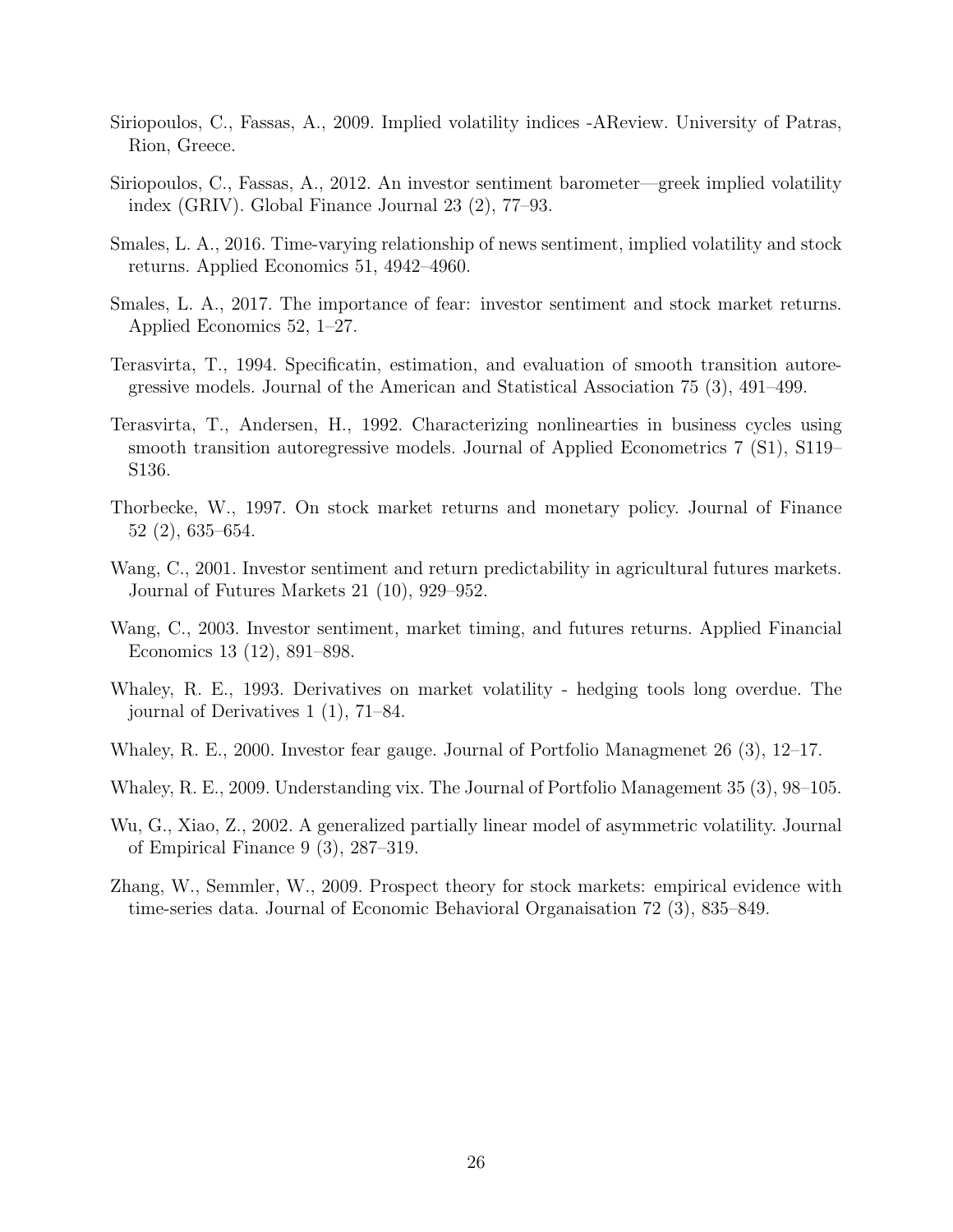Siriopoulos, C., Fassas, A., 2009. Implied volatility indices -AReview. University of Patras, Rion, Greece.

Siriopoulos, C., Fassas, A., 2012. An investor sentiment barometer—greek implied volatility index (GRIV). Global Finance Journal 23 (2), 77–93.

Smales, L. A., 2016. Time-varying relationship of news sentiment, implied volatility and stock returns. Applied Economics 51, 4942–4960.

Smales, L. A., 2017. The importance of fear: investor sentiment and stock market returns. Applied Economics 52, 1–27.

Terasvirta, T., 1994. Specificatin, estimation, and evaluation of smooth transition autoregressive models. Journal of the American and Statistical Association 75 (3), 491–499.

Terasvirta, T., Andersen, H., 1992. Characterizing nonlinearties in business cycles using smooth transition autoregressive models. Journal of Applied Econometrics 7 (S1), S119–S136.

Thorbecke, W., 1997. On stock market returns and monetary policy. Journal of Finance 52 (2), 635–654.

Wang, C., 2001. Investor sentiment and return predictability in agricultural futures markets. Journal of Futures Markets 21 (10), 929–952.

Wang, C., 2003. Investor sentiment, market timing, and futures returns. Applied Financial Economics 13 (12), 891–898.

Whaley, R. E., 1993. Derivatives on market volatility - hedging tools long overdue. The journal of Derivatives 1 (1), 71–84.

Whaley, R. E., 2000. Investor fear gauge. Journal of Portfolio Managmenet 26 (3), 12–17.

Whaley, R. E., 2009. Understanding vix. The Journal of Portfolio Management 35 (3), 98–105.

Wu, G., Xiao, Z., 2002. A generalized partially linear model of asymmetric volatility. Journal of Empirical Finance 9 (3), 287–319.

Zhang, W., Semmler, W., 2009. Prospect theory for stock markets: empirical evidence with time-series data. Journal of Economic Behavioral Organaisation 72 (3), 835–849.